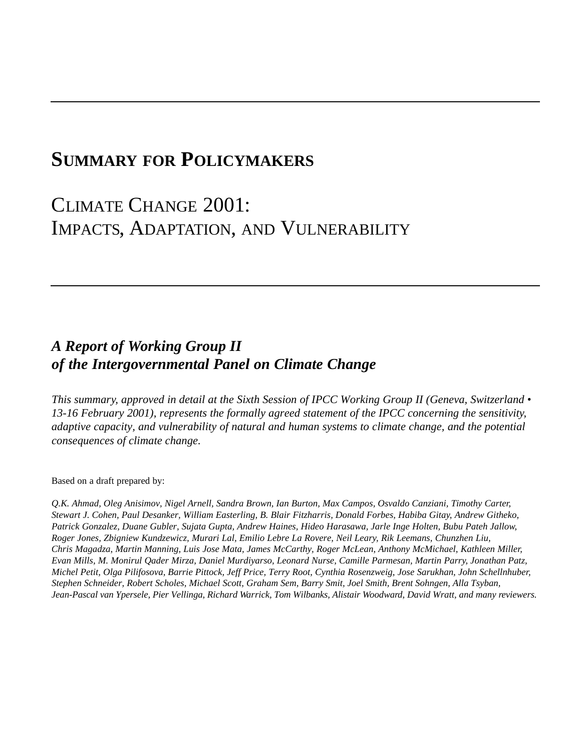# Summary for Policymakers

## Climate Change 2001: Impacts, Adaptation, and Vulnerability

### *A Report of Working Group II of the Intergovernmental Panel on Climate Change*

*This summary, approved in detail at the Sixth Session of IPCC Working Group II (Geneva, Switzerland • 13-16 February 2001), represents the formally agreed statement of the IPCC concerning the sensitivity, adaptive capacity, and vulnerability of natural and human systems to climate change, and the potential consequences of climate change.*

Based on a draft prepared by:

*Q.K. Ahmad, Oleg Anisimov, Nigel Arnell, Sandra Brown, Ian Burton, Max Campos, Osvaldo Canziani, Timothy Carter, Stewart J. Cohen, Paul Desanker, William Easterling, B. Blair Fitzharris, Donald Forbes, Habiba Gitay, Andrew Githeko, Patrick Gonzalez, Duane Gubler, Sujata Gupta, Andrew Haines, Hideo Harasawa, Jarle Inge Holten, Bubu Pateh Jallow, Roger Jones, Zbigniew Kundzewicz, Murari Lal, Emilio Lebre La Rovere, Neil Leary, Rik Leemans, Chunzhen Liu, Chris Magadza, Martin Manning, Luis Jose Mata, James McCarthy, Roger McLean, Anthony McMichael, Kathleen Miller, Evan Mills, M. Monirul Qader Mirza, Daniel Murdiyarso, Leonard Nurse, Camille Parmesan, Martin Parry, Jonathan Patz, Michel Petit, Olga Pilifosova, Barrie Pittock, Jeff Price, Terry Root, Cynthia Rosenzweig, Jose Sarukhan, John Schellnhuber, Stephen Schneider, Robert Scholes, Michael Scott, Graham Sem, Barry Smit, Joel Smith, Brent Sohngen, Alla Tsyban, Jean-Pascal van Ypersele, Pier Vellinga, Richard Warrick, Tom Wilbanks, Alistair Woodward, David Wratt, and many reviewers.*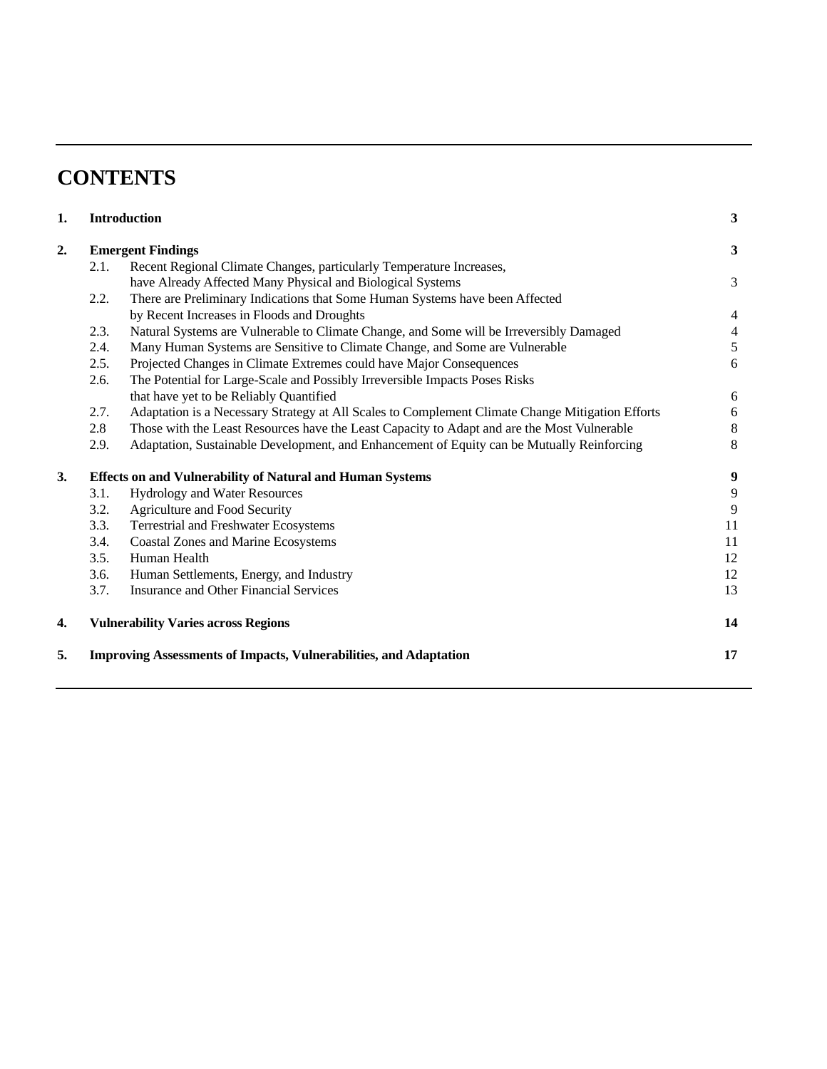# CONTENTS

| | | | |
|---|---|---|---|
| **1.** | **Introduction** | | **3** |
| **2.** | **Emergent Findings** | | **3** |
| | 2.1. | Recent Regional Climate Changes, particularly Temperature Increases, have Already Affected Many Physical and Biological Systems | 3 |
| | 2.2. | There are Preliminary Indications that Some Human Systems have been Affected by Recent Increases in Floods and Droughts | 4 |
| | 2.3. | Natural Systems are Vulnerable to Climate Change, and Some will be Irreversibly Damaged | 4 |
| | 2.4. | Many Human Systems are Sensitive to Climate Change, and Some are Vulnerable | 5 |
| | 2.5. | Projected Changes in Climate Extremes could have Major Consequences | 6 |
| | 2.6. | The Potential for Large-Scale and Possibly Irreversible Impacts Poses Risks that have yet to be Reliably Quantified | 6 |
| | 2.7. | Adaptation is a Necessary Strategy at All Scales to Complement Climate Change Mitigation Efforts | 6 |
| | 2.8 | Those with the Least Resources have the Least Capacity to Adapt and are the Most Vulnerable | 8 |
| | 2.9. | Adaptation, Sustainable Development, and Enhancement of Equity can be Mutually Reinforcing | 8 |
| **3.** | **Effects on and Vulnerability of Natural and Human Systems** | | **9** |
| | 3.1. | Hydrology and Water Resources | 9 |
| | 3.2. | Agriculture and Food Security | 9 |
| | 3.3. | Terrestrial and Freshwater Ecosystems | 11 |
| | 3.4. | Coastal Zones and Marine Ecosystems | 11 |
| | 3.5. | Human Health | 12 |
| | 3.6. | Human Settlements, Energy, and Industry | 12 |
| | 3.7. | Insurance and Other Financial Services | 13 |
| **4.** | **Vulnerability Varies across Regions** | | **14** |
| **5.** | **Improving Assessments of Impacts, Vulnerabilities, and Adaptation** | | **17** |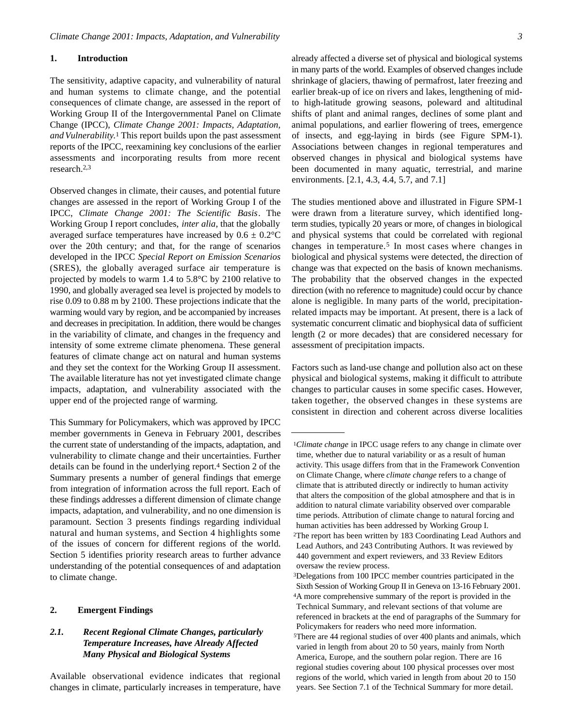## 1. Introduction

The sensitivity, adaptive capacity, and vulnerability of natural and human systems to climate change, and the potential consequences of climate change, are assessed in the report of Working Group II of the Intergovernmental Panel on Climate Change (IPCC), *Climate Change 2001: Impacts, Adaptation, and Vulnerability.*[1] This report builds upon the past assessment reports of the IPCC, reexamining key conclusions of the earlier assessments and incorporating results from more recent research.[2,3]

Observed changes in climate, their causes, and potential future changes are assessed in the report of Working Group I of the IPCC, *Climate Change 2001: The Scientific Basis*. The Working Group I report concludes, *inter alia*, that the globally averaged surface temperatures have increased by 0.6 ± 0.2°C over the 20th century; and that, for the range of scenarios developed in the IPCC *Special Report on Emission Scenarios* (SRES), the globally averaged surface air temperature is projected by models to warm 1.4 to 5.8°C by 2100 relative to 1990, and globally averaged sea level is projected by models to rise 0.09 to 0.88 m by 2100. These projections indicate that the warming would vary by region, and be accompanied by increases and decreases in precipitation. In addition, there would be changes in the variability of climate, and changes in the frequency and intensity of some extreme climate phenomena. These general features of climate change act on natural and human systems and they set the context for the Working Group II assessment. The available literature has not yet investigated climate change impacts, adaptation, and vulnerability associated with the upper end of the projected range of warming.

This Summary for Policymakers, which was approved by IPCC member governments in Geneva in February 2001, describes the current state of understanding of the impacts, adaptation, and vulnerability to climate change and their uncertainties. Further details can be found in the underlying report.[4] Section 2 of the Summary presents a number of general findings that emerge from integration of information across the full report. Each of these findings addresses a different dimension of climate change impacts, adaptation, and vulnerability, and no one dimension is paramount. Section 3 presents findings regarding individual natural and human systems, and Section 4 highlights some of the issues of concern for different regions of the world. Section 5 identifies priority research areas to further advance understanding of the potential consequences of and adaptation to climate change.

## 2. Emergent Findings

### *2.1. Recent Regional Climate Changes, particularly Temperature Increases, have Already Affected Many Physical and Biological Systems*

Available observational evidence indicates that regional changes in climate, particularly increases in temperature, have already affected a diverse set of physical and biological systems in many parts of the world. Examples of observed changes include shrinkage of glaciers, thawing of permafrost, later freezing and earlier break-up of ice on rivers and lakes, lengthening of mid- to high-latitude growing seasons, poleward and altitudinal shifts of plant and animal ranges, declines of some plant and animal populations, and earlier flowering of trees, emergence of insects, and egg-laying in birds (see Figure SPM-1). Associations between changes in regional temperatures and observed changes in physical and biological systems have been documented in many aquatic, terrestrial, and marine environments. [2.1, 4.3, 4.4, 5.7, and 7.1]

The studies mentioned above and illustrated in Figure SPM-1 were drawn from a literature survey, which identified long-term studies, typically 20 years or more, of changes in biological and physical systems that could be correlated with regional changes in temperature.[5] In most cases where changes in biological and physical systems were detected, the direction of change was that expected on the basis of known mechanisms. The probability that the observed changes in the expected direction (with no reference to magnitude) could occur by chance alone is negligible. In many parts of the world, precipitation-related impacts may be important. At present, there is a lack of systematic concurrent climatic and biophysical data of sufficient length (2 or more decades) that are considered necessary for assessment of precipitation impacts.

Factors such as land-use change and pollution also act on these physical and biological systems, making it difficult to attribute changes to particular causes in some specific cases. However, taken together, the observed changes in these systems are consistent in direction and coherent across diverse localities

---

[1] *Climate change* in IPCC usage refers to any change in climate over time, whether due to natural variability or as a result of human activity. This usage differs from that in the Framework Convention on Climate Change, where *climate change* refers to a change of climate that is attributed directly or indirectly to human activity that alters the composition of the global atmosphere and that is in addition to natural climate variability observed over comparable time periods. Attribution of climate change to natural forcing and human activities has been addressed by Working Group I.

[2] The report has been written by 183 Coordinating Lead Authors and Lead Authors, and 243 Contributing Authors. It was reviewed by 440 government and expert reviewers, and 33 Review Editors oversaw the review process.

[3] Delegations from 100 IPCC member countries participated in the Sixth Session of Working Group II in Geneva on 13-16 February 2001.

[4] A more comprehensive summary of the report is provided in the Technical Summary, and relevant sections of that volume are referenced in brackets at the end of paragraphs of the Summary for Policymakers for readers who need more information.

[5] There are 44 regional studies of over 400 plants and animals, which varied in length from about 20 to 50 years, mainly from North America, Europe, and the southern polar region. There are 16 regional studies covering about 100 physical processes over most regions of the world, which varied in length from about 20 to 150 years. See Section 7.1 of the Technical Summary for more detail.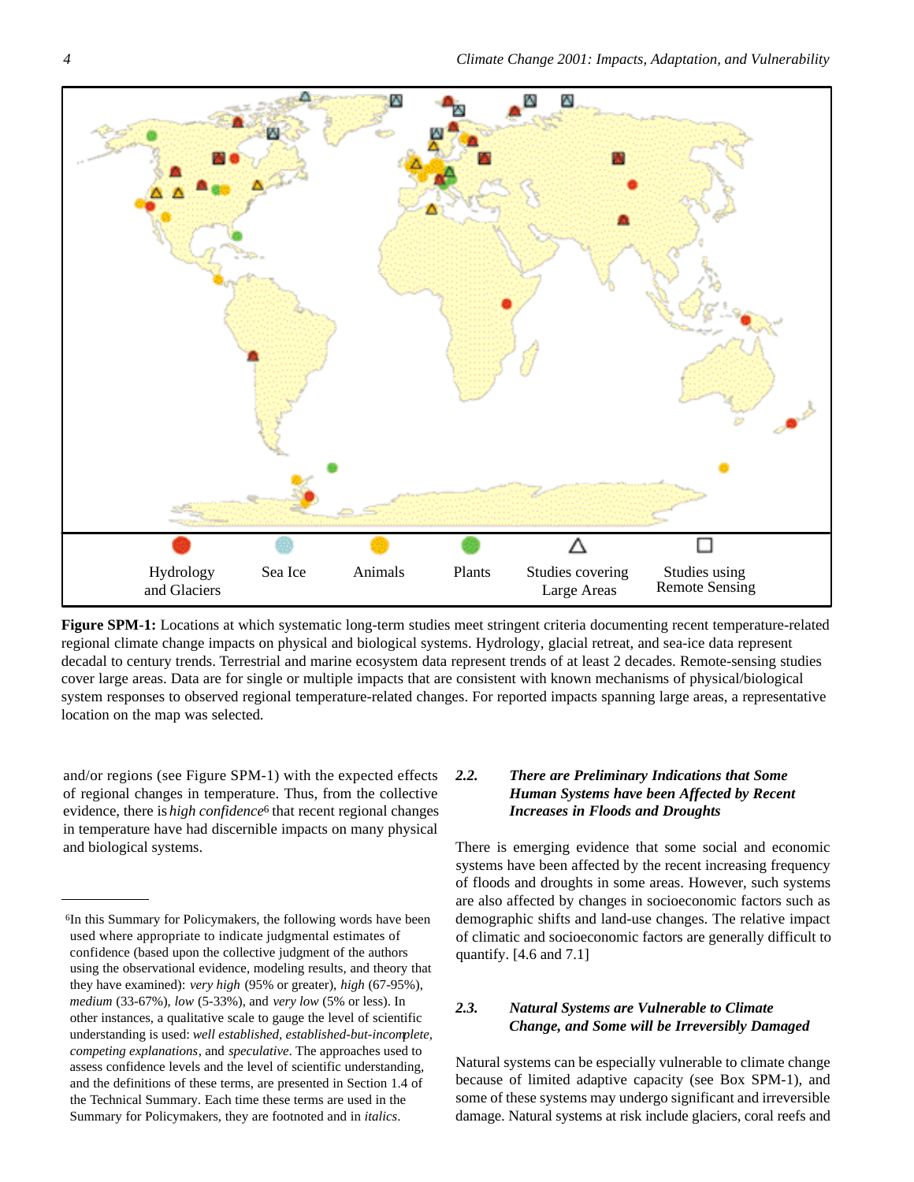**Figure SPM-1:** Locations at which systematic long-term studies meet stringent criteria documenting recent temperature-related regional climate change impacts on physical and biological systems. Hydrology, glacial retreat, and sea-ice data represent decadal to century trends. Terrestrial and marine ecosystem data represent trends of at least 2 decades. Remote-sensing studies cover large areas. Data are for single or multiple impacts that are consistent with known mechanisms of physical/biological system responses to observed regional temperature-related changes. For reported impacts spanning large areas, a representative location on the map was selected.

and/or regions (see Figure SPM-1) with the expected effects of regional changes in temperature. Thus, from the collective evidence, there is *high confidence*[6] that recent regional changes in temperature have had discernible impacts on many physical and biological systems.

[6]In this Summary for Policymakers, the following words have been used where appropriate to indicate judgmental estimates of confidence (based upon the collective judgment of the authors using the observational evidence, modeling results, and theory that they have examined): *very high* (95% or greater), *high* (67-95%), *medium* (33-67%), *low* (5-33%), and *very low* (5% or less). In other instances, a qualitative scale to gauge the level of scientific understanding is used: *well established*, *established-but-incomplete*, *competing explanations*, and *speculative*. The approaches used to assess confidence levels and the level of scientific understanding, and the definitions of these terms, are presented in Section 1.4 of the Technical Summary. Each time these terms are used in the Summary for Policymakers, they are footnoted and in *italics*.

### 2.2. *There are Preliminary Indications that Some Human Systems have been Affected by Recent Increases in Floods and Droughts*

There is emerging evidence that some social and economic systems have been affected by the recent increasing frequency of floods and droughts in some areas. However, such systems are also affected by changes in socioeconomic factors such as demographic shifts and land-use changes. The relative impact of climatic and socioeconomic factors are generally difficult to quantify. [4.6 and 7.1]

### 2.3. *Natural Systems are Vulnerable to Climate Change, and Some will be Irreversibly Damaged*

Natural systems can be especially vulnerable to climate change because of limited adaptive capacity (see Box SPM-1), and some of these systems may undergo significant and irreversible damage. Natural systems at risk include glaciers, coral reefs and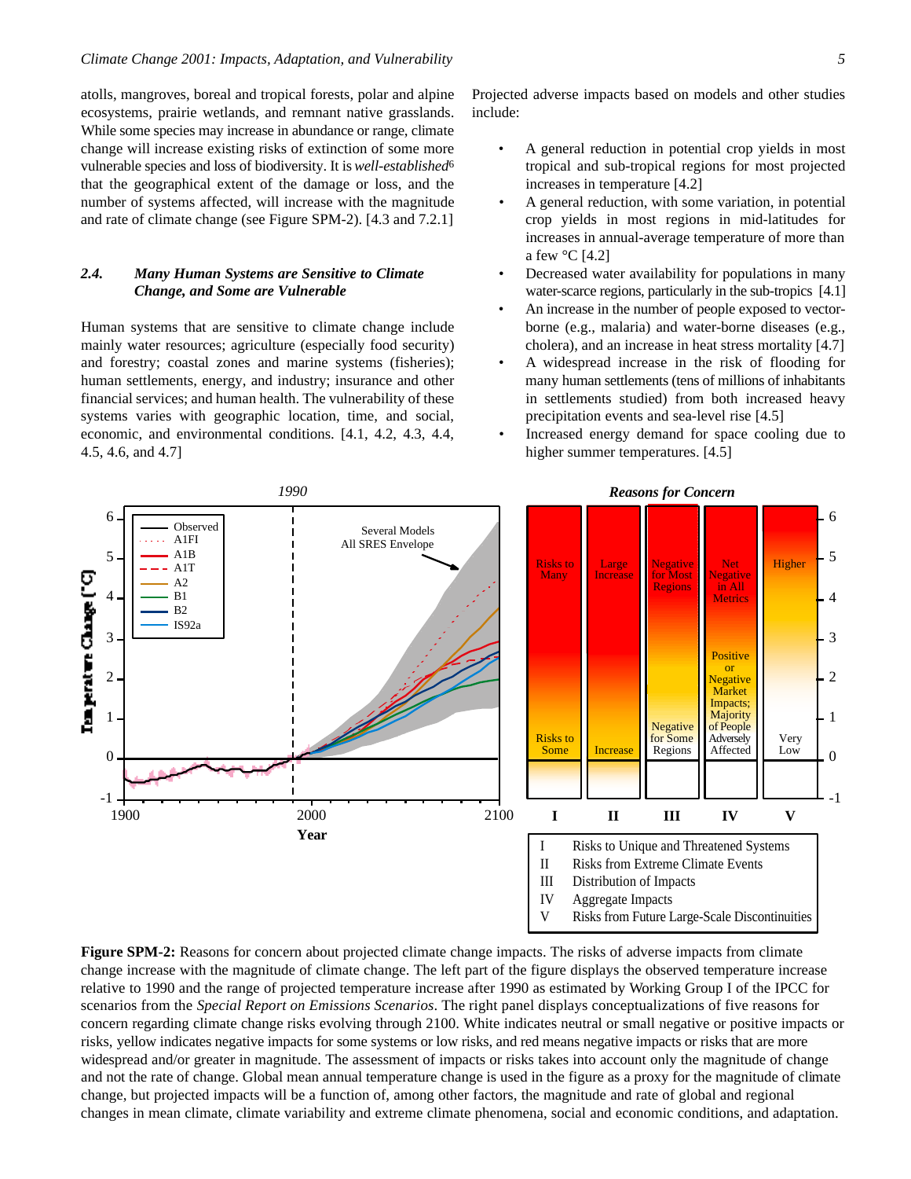atolls, mangroves, boreal and tropical forests, polar and alpine ecosystems, prairie wetlands, and remnant native grasslands. While some species may increase in abundance or range, climate change will increase existing risks of extinction of some more vulnerable species and loss of biodiversity. It is *well-established*[6] that the geographical extent of the damage or loss, and the number of systems affected, will increase with the magnitude and rate of climate change (see Figure SPM-2). [4.3 and 7.2.1]

### 2.4. Many Human Systems are Sensitive to Climate Change, and Some are Vulnerable

Human systems that are sensitive to climate change include mainly water resources; agriculture (especially food security) and forestry; coastal zones and marine systems (fisheries); human settlements, energy, and industry; insurance and other financial services; and human health. The vulnerability of these systems varies with geographic location, time, and social, economic, and environmental conditions. [4.1, 4.2, 4.3, 4.4, 4.5, 4.6, and 4.7]

Projected adverse impacts based on models and other studies include:

- A general reduction in potential crop yields in most tropical and sub-tropical regions for most projected increases in temperature [4.2]
- A general reduction, with some variation, in potential crop yields in most regions in mid-latitudes for increases in annual-average temperature of more than a few °C [4.2]
- Decreased water availability for populations in many water-scarce regions, particularly in the sub-tropics [4.1]
- An increase in the number of people exposed to vector-borne (e.g., malaria) and water-borne diseases (e.g., cholera), and an increase in heat stress mortality [4.7]
- A widespread increase in the risk of flooding for many human settlements (tens of millions of inhabitants in settlements studied) from both increased heavy precipitation events and sea-level rise [4.5]
- Increased energy demand for space cooling due to higher summer temperatures. [4.5]

**Figure SPM-2:** Reasons for concern about projected climate change impacts. The risks of adverse impacts from climate change increase with the magnitude of climate change. The left part of the figure displays the observed temperature increase relative to 1990 and the range of projected temperature increase after 1990 as estimated by Working Group I of the IPCC for scenarios from the *Special Report on Emissions Scenarios*. The right panel displays conceptualizations of five reasons for concern regarding climate change risks evolving through 2100. White indicates neutral or small negative or positive impacts or risks, yellow indicates negative impacts for some systems or low risks, and red means negative impacts or risks that are more widespread and/or greater in magnitude. The assessment of impacts or risks takes into account only the magnitude of change and not the rate of change. Global mean annual temperature change is used in the figure as a proxy for the magnitude of climate change, but projected impacts will be a function of, among other factors, the magnitude and rate of global and regional changes in mean climate, climate variability and extreme climate phenomena, social and economic conditions, and adaptation.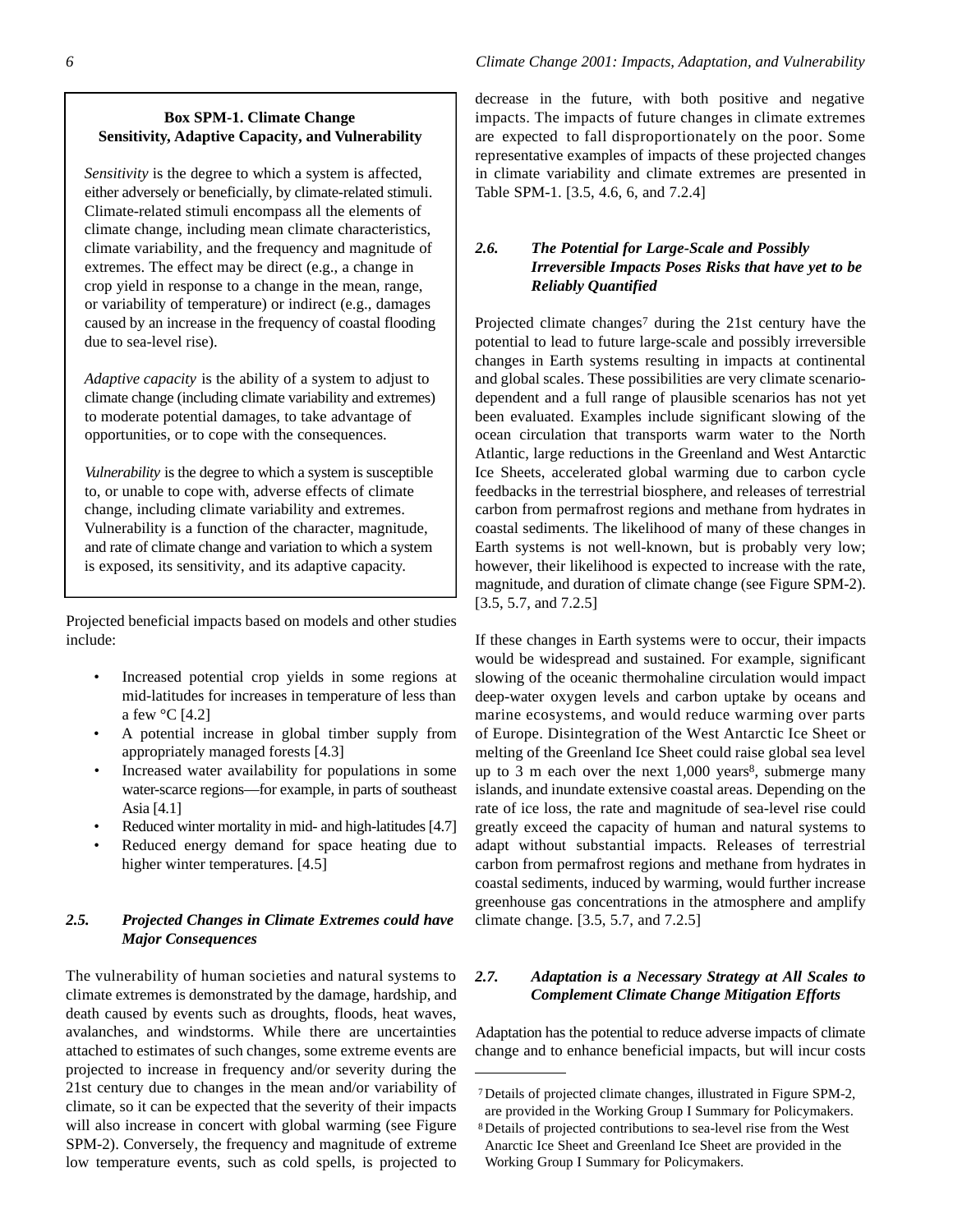**Box SPM-1. Climate Change Sensitivity, Adaptive Capacity, and Vulnerability**

*Sensitivity* is the degree to which a system is affected, either adversely or beneficially, by climate-related stimuli. Climate-related stimuli encompass all the elements of climate change, including mean climate characteristics, climate variability, and the frequency and magnitude of extremes. The effect may be direct (e.g., a change in crop yield in response to a change in the mean, range, or variability of temperature) or indirect (e.g., damages caused by an increase in the frequency of coastal flooding due to sea-level rise).

*Adaptive capacity* is the ability of a system to adjust to climate change (including climate variability and extremes) to moderate potential damages, to take advantage of opportunities, or to cope with the consequences.

*Vulnerability* is the degree to which a system is susceptible to, or unable to cope with, adverse effects of climate change, including climate variability and extremes. Vulnerability is a function of the character, magnitude, and rate of climate change and variation to which a system is exposed, its sensitivity, and its adaptive capacity.

Projected beneficial impacts based on models and other studies include:

- Increased potential crop yields in some regions at mid-latitudes for increases in temperature of less than a few °C [4.2]
- A potential increase in global timber supply from appropriately managed forests [4.3]
- Increased water availability for populations in some water-scarce regions—for example, in parts of southeast Asia [4.1]
- Reduced winter mortality in mid- and high-latitudes [4.7]
- Reduced energy demand for space heating due to higher winter temperatures. [4.5]

### *2.5. Projected Changes in Climate Extremes could have Major Consequences*

The vulnerability of human societies and natural systems to climate extremes is demonstrated by the damage, hardship, and death caused by events such as droughts, floods, heat waves, avalanches, and windstorms. While there are uncertainties attached to estimates of such changes, some extreme events are projected to increase in frequency and/or severity during the 21st century due to changes in the mean and/or variability of climate, so it can be expected that the severity of their impacts will also increase in concert with global warming (see Figure SPM-2). Conversely, the frequency and magnitude of extreme low temperature events, such as cold spells, is projected to decrease in the future, with both positive and negative impacts. The impacts of future changes in climate extremes are expected to fall disproportionately on the poor. Some representative examples of impacts of these projected changes in climate variability and climate extremes are presented in Table SPM-1. [3.5, 4.6, 6, and 7.2.4]

### *2.6. The Potential for Large-Scale and Possibly Irreversible Impacts Poses Risks that have yet to be Reliably Quantified*

Projected climate changes[7] during the 21st century have the potential to lead to future large-scale and possibly irreversible changes in Earth systems resulting in impacts at continental and global scales. These possibilities are very climate scenario-dependent and a full range of plausible scenarios has not yet been evaluated. Examples include significant slowing of the ocean circulation that transports warm water to the North Atlantic, large reductions in the Greenland and West Antarctic Ice Sheets, accelerated global warming due to carbon cycle feedbacks in the terrestrial biosphere, and releases of terrestrial carbon from permafrost regions and methane from hydrates in coastal sediments. The likelihood of many of these changes in Earth systems is not well-known, but is probably very low; however, their likelihood is expected to increase with the rate, magnitude, and duration of climate change (see Figure SPM-2). [3.5, 5.7, and 7.2.5]

If these changes in Earth systems were to occur, their impacts would be widespread and sustained. For example, significant slowing of the oceanic thermohaline circulation would impact deep-water oxygen levels and carbon uptake by oceans and marine ecosystems, and would reduce warming over parts of Europe. Disintegration of the West Antarctic Ice Sheet or melting of the Greenland Ice Sheet could raise global sea level up to 3 m each over the next 1,000 years[8], submerge many islands, and inundate extensive coastal areas. Depending on the rate of ice loss, the rate and magnitude of sea-level rise could greatly exceed the capacity of human and natural systems to adapt without substantial impacts. Releases of terrestrial carbon from permafrost regions and methane from hydrates in coastal sediments, induced by warming, would further increase greenhouse gas concentrations in the atmosphere and amplify climate change. [3.5, 5.7, and 7.2.5]

### *2.7. Adaptation is a Necessary Strategy at All Scales to Complement Climate Change Mitigation Efforts*

Adaptation has the potential to reduce adverse impacts of climate change and to enhance beneficial impacts, but will incur costs

---

[7] Details of projected climate changes, illustrated in Figure SPM-2, are provided in the Working Group I Summary for Policymakers.

[8] Details of projected contributions to sea-level rise from the West Anarctic Ice Sheet and Greenland Ice Sheet are provided in the Working Group I Summary for Policymakers.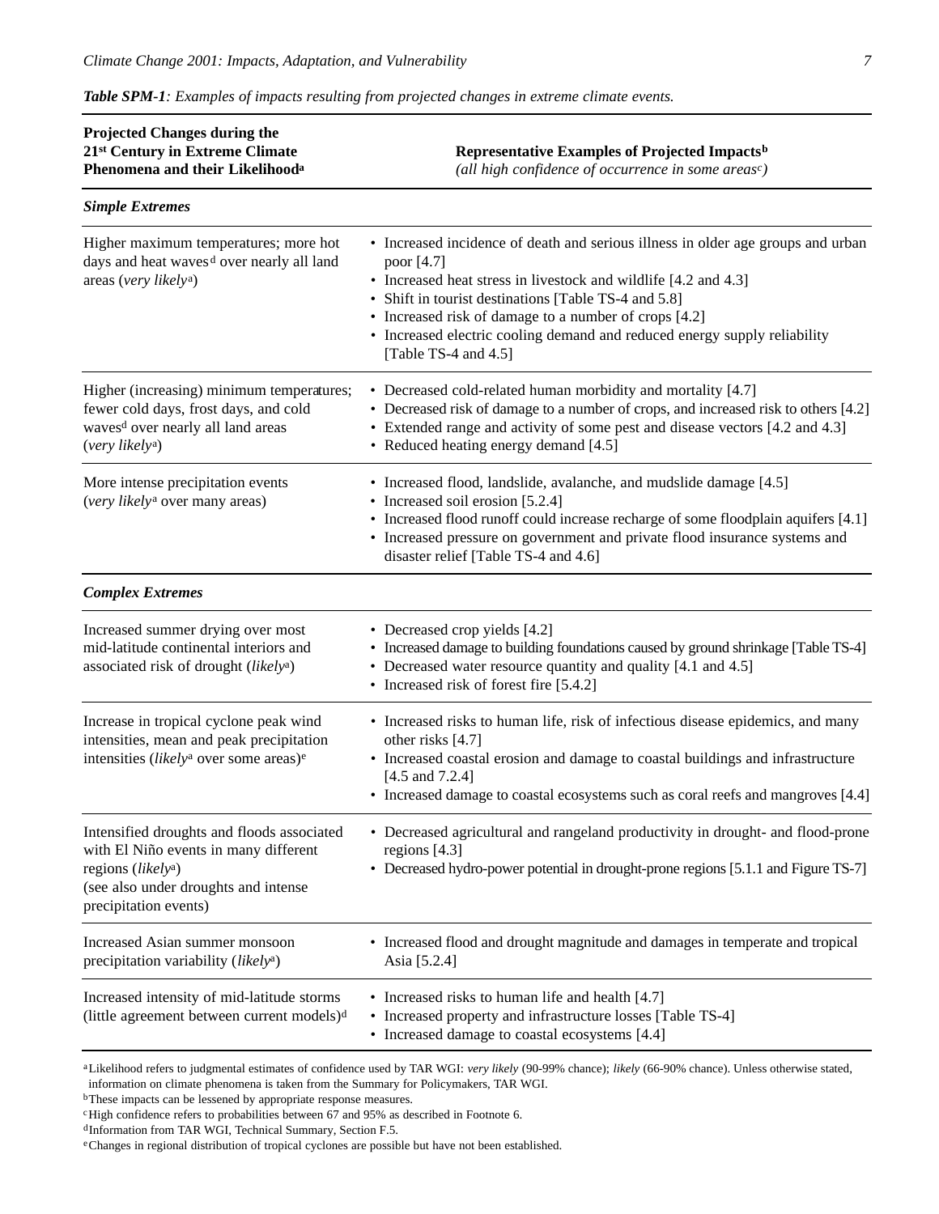***Table SPM-1****: Examples of impacts resulting from projected changes in extreme climate events.*

| Projected Changes during the 21st Century in Extreme Climate Phenomena and their Likelihood[a] | Representative Examples of Projected Impacts[b] *(all high confidence of occurrence in some areas[c])* |
|---|---|
| ***Simple Extremes*** | |
| Higher maximum temperatures; more hot days and heat waves[d] over nearly all land areas (*very likely*[a]) | • Increased incidence of death and serious illness in older age groups and urban poor [4.7]<br>• Increased heat stress in livestock and wildlife [4.2 and 4.3]<br>• Shift in tourist destinations [Table TS-4 and 5.8]<br>• Increased risk of damage to a number of crops [4.2]<br>• Increased electric cooling demand and reduced energy supply reliability [Table TS-4 and 4.5] |
| Higher (increasing) minimum temperatures; fewer cold days, frost days, and cold waves[d] over nearly all land areas (*very likely*[a]) | • Decreased cold-related human morbidity and mortality [4.7]<br>• Decreased risk of damage to a number of crops, and increased risk to others [4.2]<br>• Extended range and activity of some pest and disease vectors [4.2 and 4.3]<br>• Reduced heating energy demand [4.5] |
| More intense precipitation events (*very likely*[a] over many areas) | • Increased flood, landslide, avalanche, and mudslide damage [4.5]<br>• Increased soil erosion [5.2.4]<br>• Increased flood runoff could increase recharge of some floodplain aquifers [4.1]<br>• Increased pressure on government and private flood insurance systems and disaster relief [Table TS-4 and 4.6] |
| ***Complex Extremes*** | |
| Increased summer drying over most mid-latitude continental interiors and associated risk of drought (*likely*[a]) | • Decreased crop yields [4.2]<br>• Increased damage to building foundations caused by ground shrinkage [Table TS-4]<br>• Decreased water resource quantity and quality [4.1 and 4.5]<br>• Increased risk of forest fire [5.4.2] |
| Increase in tropical cyclone peak wind intensities, mean and peak precipitation intensities (*likely*[a] over some areas)[e] | • Increased risks to human life, risk of infectious disease epidemics, and many other risks [4.7]<br>• Increased coastal erosion and damage to coastal buildings and infrastructure [4.5 and 7.2.4]<br>• Increased damage to coastal ecosystems such as coral reefs and mangroves [4.4] |
| Intensified droughts and floods associated with El Niño events in many different regions (*likely*[a])<br>(see also under droughts and intense precipitation events) | • Decreased agricultural and rangeland productivity in drought- and flood-prone regions [4.3]<br>• Decreased hydro-power potential in drought-prone regions [5.1.1 and Figure TS-7] |
| Increased Asian summer monsoon precipitation variability (*likely*[a]) | • Increased flood and drought magnitude and damages in temperate and tropical Asia [5.2.4] |
| Increased intensity of mid-latitude storms (little agreement between current models)[d] | • Increased risks to human life and health [4.7]<br>• Increased property and infrastructure losses [Table TS-4]<br>• Increased damage to coastal ecosystems [4.4] |

[a] Likelihood refers to judgmental estimates of confidence used by TAR WGI: *very likely* (90-99% chance); *likely* (66-90% chance). Unless otherwise stated, information on climate phenomena is taken from the Summary for Policymakers, TAR WGI.

[b] These impacts can be lessened by appropriate response measures.

[c] High confidence refers to probabilities between 67 and 95% as described in Footnote 6.

[d] Information from TAR WGI, Technical Summary, Section F.5.

[e] Changes in regional distribution of tropical cyclones are possible but have not been established.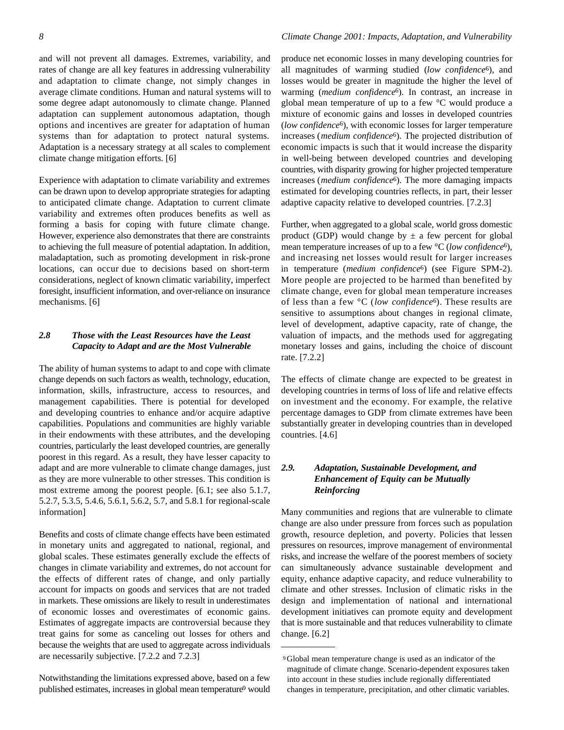and will not prevent all damages. Extremes, variability, and rates of change are all key features in addressing vulnerability and adaptation to climate change, not simply changes in average climate conditions. Human and natural systems will to some degree adapt autonomously to climate change. Planned adaptation can supplement autonomous adaptation, though options and incentives are greater for adaptation of human systems than for adaptation to protect natural systems. Adaptation is a necessary strategy at all scales to complement climate change mitigation efforts. [6]

Experience with adaptation to climate variability and extremes can be drawn upon to develop appropriate strategies for adapting to anticipated climate change. Adaptation to current climate variability and extremes often produces benefits as well as forming a basis for coping with future climate change. However, experience also demonstrates that there are constraints to achieving the full measure of potential adaptation. In addition, maladaptation, such as promoting development in risk-prone locations, can occur due to decisions based on short-term considerations, neglect of known climatic variability, imperfect foresight, insufficient information, and over-reliance on insurance mechanisms. [6]

### *2.8 Those with the Least Resources have the Least Capacity to Adapt and are the Most Vulnerable*

The ability of human systems to adapt to and cope with climate change depends on such factors as wealth, technology, education, information, skills, infrastructure, access to resources, and management capabilities. There is potential for developed and developing countries to enhance and/or acquire adaptive capabilities. Populations and communities are highly variable in their endowments with these attributes, and the developing countries, particularly the least developed countries, are generally poorest in this regard. As a result, they have lesser capacity to adapt and are more vulnerable to climate change damages, just as they are more vulnerable to other stresses. This condition is most extreme among the poorest people. [6.1; see also 5.1.7, 5.2.7, 5.3.5, 5.4.6, 5.6.1, 5.6.2, 5.7, and 5.8.1 for regional-scale information]

Benefits and costs of climate change effects have been estimated in monetary units and aggregated to national, regional, and global scales. These estimates generally exclude the effects of changes in climate variability and extremes, do not account for the effects of different rates of change, and only partially account for impacts on goods and services that are not traded in markets. These omissions are likely to result in underestimates of economic losses and overestimates of economic gains. Estimates of aggregate impacts are controversial because they treat gains for some as canceling out losses for others and because the weights that are used to aggregate across individuals are necessarily subjective. [7.2.2 and 7.2.3]

Notwithstanding the limitations expressed above, based on a few published estimates, increases in global mean temperature[9] would produce net economic losses in many developing countries for all magnitudes of warming studied (*low confidence*[6]), and losses would be greater in magnitude the higher the level of warming (*medium confidence*[6]). In contrast, an increase in global mean temperature of up to a few °C would produce a mixture of economic gains and losses in developed countries (*low confidence*[6]), with economic losses for larger temperature increases (*medium confidence*[6]). The projected distribution of economic impacts is such that it would increase the disparity in well-being between developed countries and developing countries, with disparity growing for higher projected temperature increases (*medium confidence*[6]). The more damaging impacts estimated for developing countries reflects, in part, their lesser adaptive capacity relative to developed countries. [7.2.3]

Further, when aggregated to a global scale, world gross domestic product (GDP) would change by ± a few percent for global mean temperature increases of up to a few °C (*low confidence*[6]), and increasing net losses would result for larger increases in temperature (*medium confidence*[6]) (see Figure SPM-2). More people are projected to be harmed than benefited by climate change, even for global mean temperature increases of less than a few °C (*low confidence*[6]). These results are sensitive to assumptions about changes in regional climate, level of development, adaptive capacity, rate of change, the valuation of impacts, and the methods used for aggregating monetary losses and gains, including the choice of discount rate. [7.2.2]

The effects of climate change are expected to be greatest in developing countries in terms of loss of life and relative effects on investment and the economy. For example, the relative percentage damages to GDP from climate extremes have been substantially greater in developing countries than in developed countries. [4.6]

### *2.9. Adaptation, Sustainable Development, and Enhancement of Equity can be Mutually Reinforcing*

Many communities and regions that are vulnerable to climate change are also under pressure from forces such as population growth, resource depletion, and poverty. Policies that lessen pressures on resources, improve management of environmental risks, and increase the welfare of the poorest members of society can simultaneously advance sustainable development and equity, enhance adaptive capacity, and reduce vulnerability to climate and other stresses. Inclusion of climatic risks in the design and implementation of national and international development initiatives can promote equity and development that is more sustainable and that reduces vulnerability to climate change. [6.2]

---

[9] Global mean temperature change is used as an indicator of the magnitude of climate change. Scenario-dependent exposures taken into account in these studies include regionally differentiated changes in temperature, precipitation, and other climatic variables.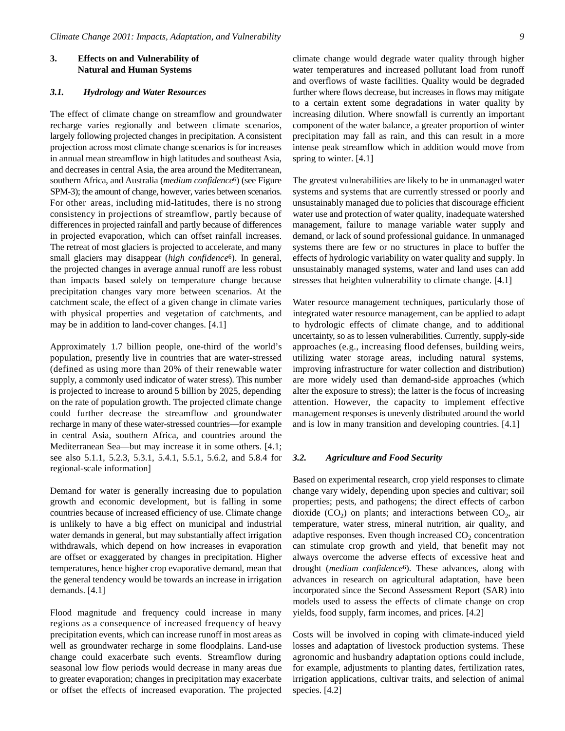## 3. Effects on and Vulnerability of Natural and Human Systems

### *3.1. Hydrology and Water Resources*

The effect of climate change on streamflow and groundwater recharge varies regionally and between climate scenarios, largely following projected changes in precipitation. A consistent projection across most climate change scenarios is for increases in annual mean streamflow in high latitudes and southeast Asia, and decreases in central Asia, the area around the Mediterranean, southern Africa, and Australia (*medium confidence*[6]) (see Figure SPM-3); the amount of change, however, varies between scenarios. For other areas, including mid-latitudes, there is no strong consistency in projections of streamflow, partly because of differences in projected rainfall and partly because of differences in projected evaporation, which can offset rainfall increases. The retreat of most glaciers is projected to accelerate, and many small glaciers may disappear (*high confidence*[6]). In general, the projected changes in average annual runoff are less robust than impacts based solely on temperature change because precipitation changes vary more between scenarios. At the catchment scale, the effect of a given change in climate varies with physical properties and vegetation of catchments, and may be in addition to land-cover changes. [4.1]

Approximately 1.7 billion people, one-third of the world's population, presently live in countries that are water-stressed (defined as using more than 20% of their renewable water supply, a commonly used indicator of water stress). This number is projected to increase to around 5 billion by 2025, depending on the rate of population growth. The projected climate change could further decrease the streamflow and groundwater recharge in many of these water-stressed countries—for example in central Asia, southern Africa, and countries around the Mediterranean Sea—but may increase it in some others. [4.1; see also 5.1.1, 5.2.3, 5.3.1, 5.4.1, 5.5.1, 5.6.2, and 5.8.4 for regional-scale information]

Demand for water is generally increasing due to population growth and economic development, but is falling in some countries because of increased efficiency of use. Climate change is unlikely to have a big effect on municipal and industrial water demands in general, but may substantially affect irrigation withdrawals, which depend on how increases in evaporation are offset or exaggerated by changes in precipitation. Higher temperatures, hence higher crop evaporative demand, mean that the general tendency would be towards an increase in irrigation demands. [4.1]

Flood magnitude and frequency could increase in many regions as a consequence of increased frequency of heavy precipitation events, which can increase runoff in most areas as well as groundwater recharge in some floodplains. Land-use change could exacerbate such events. Streamflow during seasonal low flow periods would decrease in many areas due to greater evaporation; changes in precipitation may exacerbate or offset the effects of increased evaporation. The projected climate change would degrade water quality through higher water temperatures and increased pollutant load from runoff and overflows of waste facilities. Quality would be degraded further where flows decrease, but increases in flows may mitigate to a certain extent some degradations in water quality by increasing dilution. Where snowfall is currently an important component of the water balance, a greater proportion of winter precipitation may fall as rain, and this can result in a more intense peak streamflow which in addition would move from spring to winter. [4.1]

The greatest vulnerabilities are likely to be in unmanaged water systems and systems that are currently stressed or poorly and unsustainably managed due to policies that discourage efficient water use and protection of water quality, inadequate watershed management, failure to manage variable water supply and demand, or lack of sound professional guidance. In unmanaged systems there are few or no structures in place to buffer the effects of hydrologic variability on water quality and supply. In unsustainably managed systems, water and land uses can add stresses that heighten vulnerability to climate change. [4.1]

Water resource management techniques, particularly those of integrated water resource management, can be applied to adapt to hydrologic effects of climate change, and to additional uncertainty, so as to lessen vulnerabilities. Currently, supply-side approaches (e.g., increasing flood defenses, building weirs, utilizing water storage areas, including natural systems, improving infrastructure for water collection and distribution) are more widely used than demand-side approaches (which alter the exposure to stress); the latter is the focus of increasing attention. However, the capacity to implement effective management responses is unevenly distributed around the world and is low in many transition and developing countries. [4.1]

### *3.2. Agriculture and Food Security*

Based on experimental research, crop yield responses to climate change vary widely, depending upon species and cultivar; soil properties; pests, and pathogens; the direct effects of carbon dioxide ($CO_2$) on plants; and interactions between $CO_2$, air temperature, water stress, mineral nutrition, air quality, and adaptive responses. Even though increased $CO_2$ concentration can stimulate crop growth and yield, that benefit may not always overcome the adverse effects of excessive heat and drought (*medium confidence*[6]). These advances, along with advances in research on agricultural adaptation, have been incorporated since the Second Assessment Report (SAR) into models used to assess the effects of climate change on crop yields, food supply, farm incomes, and prices. [4.2]

Costs will be involved in coping with climate-induced yield losses and adaptation of livestock production systems. These agronomic and husbandry adaptation options could include, for example, adjustments to planting dates, fertilization rates, irrigation applications, cultivar traits, and selection of animal species. [4.2]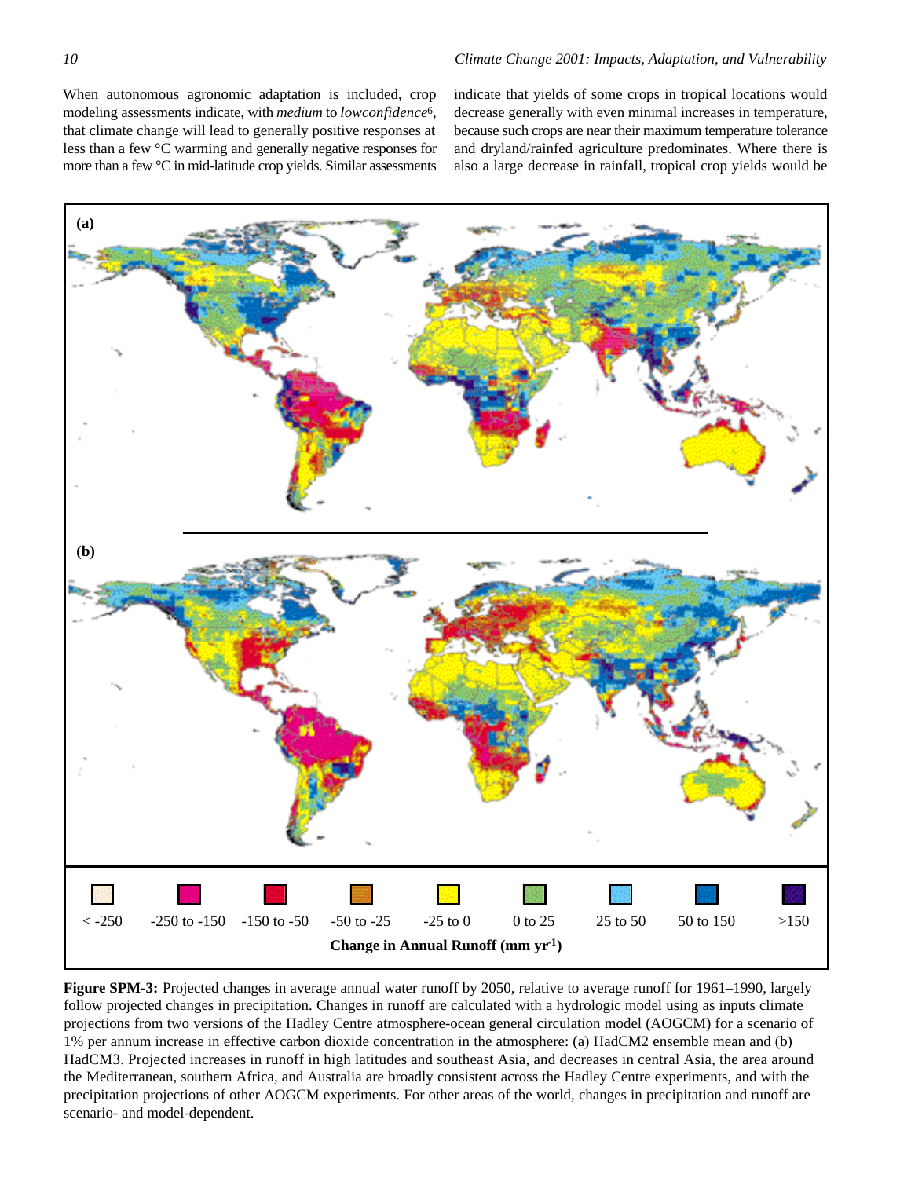When autonomous agronomic adaptation is included, crop modeling assessments indicate, with *medium* to *low confidence*[6], that climate change will lead to generally positive responses at less than a few °C warming and generally negative responses for more than a few °C in mid-latitude crop yields. Similar assessments indicate that yields of some crops in tropical locations would decrease generally with even minimal increases in temperature, because such crops are near their maximum temperature tolerance and dryland/rainfed agriculture predominates. Where there is also a large decrease in rainfall, tropical crop yields would be

| < -250 | -250 to -150 | -150 to -50 | -50 to -25 | -25 to 0 | 0 to 25 | 25 to 50 | 50 to 150 | >150 |
|---|---|---|---|---|---|---|---|---|

**Change in Annual Runoff (mm yr$^{-1}$)**

**Figure SPM-3:** Projected changes in average annual water runoff by 2050, relative to average runoff for 1961–1990, largely follow projected changes in precipitation. Changes in runoff are calculated with a hydrologic model using as inputs climate projections from two versions of the Hadley Centre atmosphere-ocean general circulation model (AOGCM) for a scenario of 1% per annum increase in effective carbon dioxide concentration in the atmosphere: (a) HadCM2 ensemble mean and (b) HadCM3. Projected increases in runoff in high latitudes and southeast Asia, and decreases in central Asia, the area around the Mediterranean, southern Africa, and Australia are broadly consistent across the Hadley Centre experiments, and with the precipitation projections of other AOGCM experiments. For other areas of the world, changes in precipitation and runoff are scenario- and model-dependent.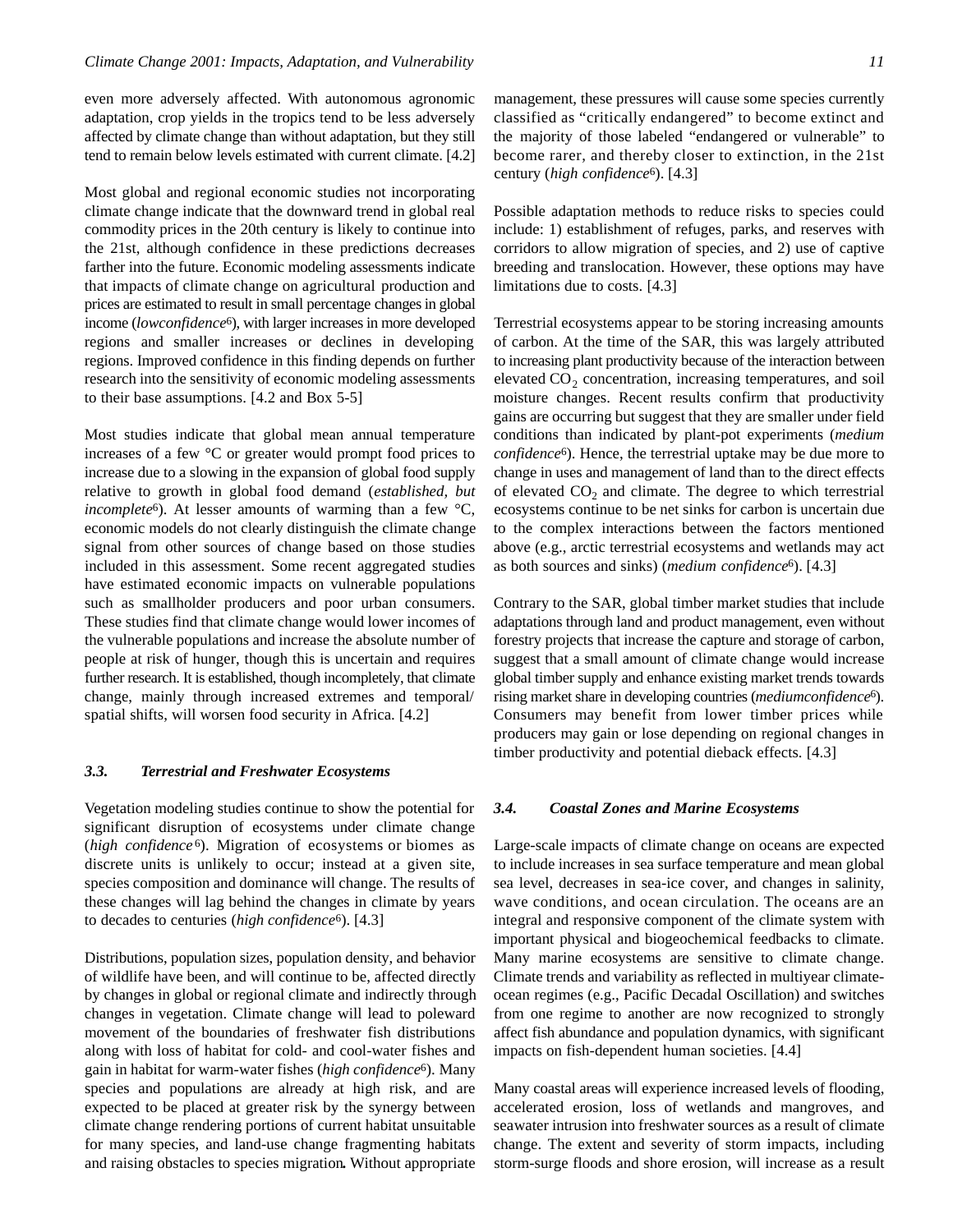even more adversely affected. With autonomous agronomic adaptation, crop yields in the tropics tend to be less adversely affected by climate change than without adaptation, but they still tend to remain below levels estimated with current climate. [4.2]

Most global and regional economic studies not incorporating climate change indicate that the downward trend in global real commodity prices in the 20th century is likely to continue into the 21st, although confidence in these predictions decreases farther into the future. Economic modeling assessments indicate that impacts of climate change on agricultural production and prices are estimated to result in small percentage changes in global income (*lowconfidence*[6]), with larger increases in more developed regions and smaller increases or declines in developing regions. Improved confidence in this finding depends on further research into the sensitivity of economic modeling assessments to their base assumptions. [4.2 and Box 5-5]

Most studies indicate that global mean annual temperature increases of a few °C or greater would prompt food prices to increase due to a slowing in the expansion of global food supply relative to growth in global food demand (*established, but incomplete*[6]). At lesser amounts of warming than a few °C, economic models do not clearly distinguish the climate change signal from other sources of change based on those studies included in this assessment. Some recent aggregated studies have estimated economic impacts on vulnerable populations such as smallholder producers and poor urban consumers. These studies find that climate change would lower incomes of the vulnerable populations and increase the absolute number of people at risk of hunger, though this is uncertain and requires further research. It is established, though incompletely, that climate change, mainly through increased extremes and temporal/spatial shifts, will worsen food security in Africa. [4.2]

### 3.3. Terrestrial and Freshwater Ecosystems

Vegetation modeling studies continue to show the potential for significant disruption of ecosystems under climate change (*high confidence*[6]). Migration of ecosystems or biomes as discrete units is unlikely to occur; instead at a given site, species composition and dominance will change. The results of these changes will lag behind the changes in climate by years to decades to centuries (*high confidence*[6]). [4.3]

Distributions, population sizes, population density, and behavior of wildlife have been, and will continue to be, affected directly by changes in global or regional climate and indirectly through changes in vegetation. Climate change will lead to poleward movement of the boundaries of freshwater fish distributions along with loss of habitat for cold- and cool-water fishes and gain in habitat for warm-water fishes (*high confidence*[6]). Many species and populations are already at high risk, and are expected to be placed at greater risk by the synergy between climate change rendering portions of current habitat unsuitable for many species, and land-use change fragmenting habitats and raising obstacles to species migration**.** Without appropriate management, these pressures will cause some species currently classified as "critically endangered" to become extinct and the majority of those labeled "endangered or vulnerable" to become rarer, and thereby closer to extinction, in the 21st century (*high confidence*[6]). [4.3]

Possible adaptation methods to reduce risks to species could include: 1) establishment of refuges, parks, and reserves with corridors to allow migration of species, and 2) use of captive breeding and translocation. However, these options may have limitations due to costs. [4.3]

Terrestrial ecosystems appear to be storing increasing amounts of carbon. At the time of the SAR, this was largely attributed to increasing plant productivity because of the interaction between elevated $CO_2$ concentration, increasing temperatures, and soil moisture changes. Recent results confirm that productivity gains are occurring but suggest that they are smaller under field conditions than indicated by plant-pot experiments (*medium confidence*[6]). Hence, the terrestrial uptake may be due more to change in uses and management of land than to the direct effects of elevated $CO_2$ and climate. The degree to which terrestrial ecosystems continue to be net sinks for carbon is uncertain due to the complex interactions between the factors mentioned above (e.g., arctic terrestrial ecosystems and wetlands may act as both sources and sinks) (*medium confidence*[6]). [4.3]

Contrary to the SAR, global timber market studies that include adaptations through land and product management, even without forestry projects that increase the capture and storage of carbon, suggest that a small amount of climate change would increase global timber supply and enhance existing market trends towards rising market share in developing countries (*mediumconfidence*[6]). Consumers may benefit from lower timber prices while producers may gain or lose depending on regional changes in timber productivity and potential dieback effects. [4.3]

### 3.4. Coastal Zones and Marine Ecosystems

Large-scale impacts of climate change on oceans are expected to include increases in sea surface temperature and mean global sea level, decreases in sea-ice cover, and changes in salinity, wave conditions, and ocean circulation. The oceans are an integral and responsive component of the climate system with important physical and biogeochemical feedbacks to climate. Many marine ecosystems are sensitive to climate change. Climate trends and variability as reflected in multiyear climate-ocean regimes (e.g., Pacific Decadal Oscillation) and switches from one regime to another are now recognized to strongly affect fish abundance and population dynamics, with significant impacts on fish-dependent human societies. [4.4]

Many coastal areas will experience increased levels of flooding, accelerated erosion, loss of wetlands and mangroves, and seawater intrusion into freshwater sources as a result of climate change. The extent and severity of storm impacts, including storm-surge floods and shore erosion, will increase as a result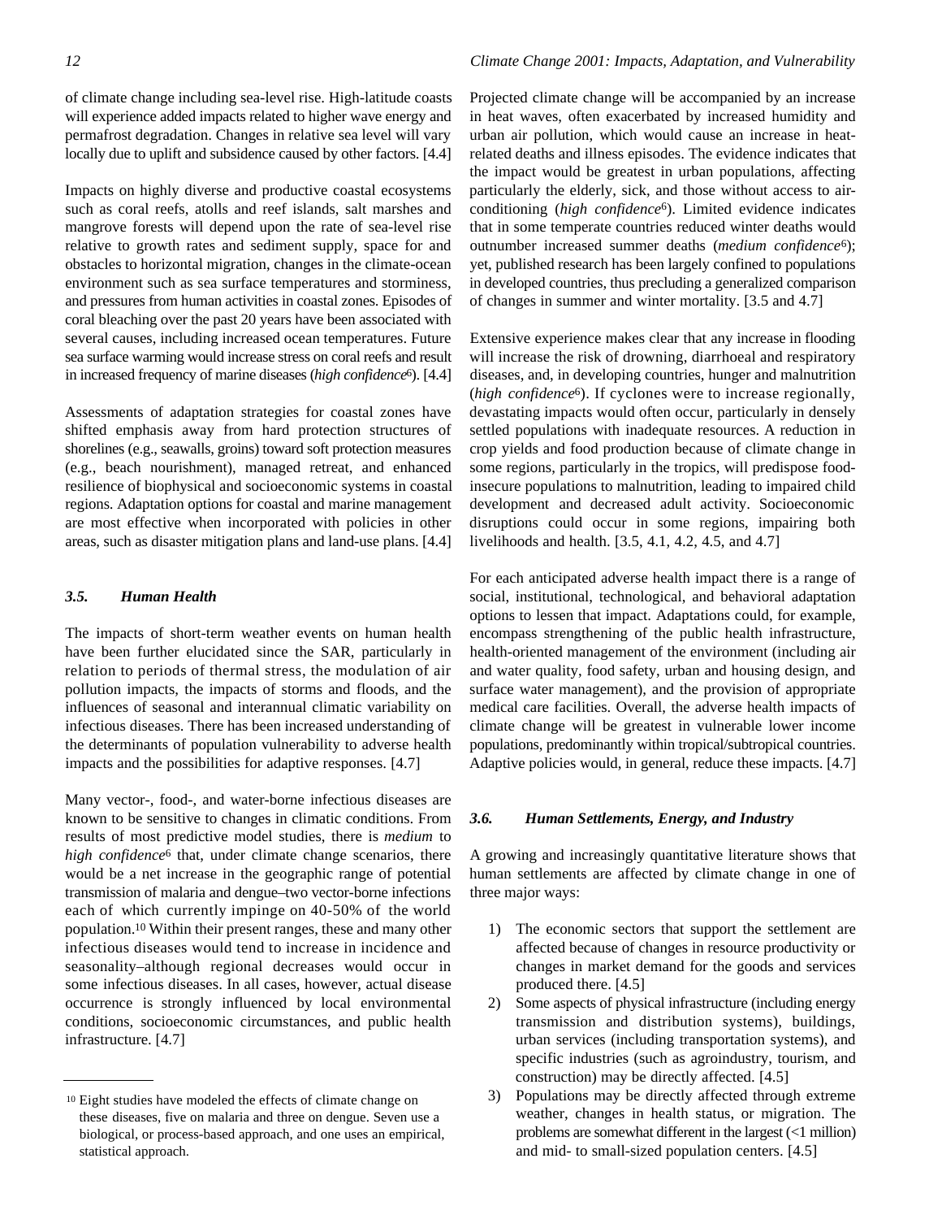of climate change including sea-level rise. High-latitude coasts will experience added impacts related to higher wave energy and permafrost degradation. Changes in relative sea level will vary locally due to uplift and subsidence caused by other factors. [4.4]

Impacts on highly diverse and productive coastal ecosystems such as coral reefs, atolls and reef islands, salt marshes and mangrove forests will depend upon the rate of sea-level rise relative to growth rates and sediment supply, space for and obstacles to horizontal migration, changes in the climate-ocean environment such as sea surface temperatures and storminess, and pressures from human activities in coastal zones. Episodes of coral bleaching over the past 20 years have been associated with several causes, including increased ocean temperatures. Future sea surface warming would increase stress on coral reefs and result in increased frequency of marine diseases (*high confidence*[6]). [4.4]

Assessments of adaptation strategies for coastal zones have shifted emphasis away from hard protection structures of shorelines (e.g., seawalls, groins) toward soft protection measures (e.g., beach nourishment), managed retreat, and enhanced resilience of biophysical and socioeconomic systems in coastal regions. Adaptation options for coastal and marine management are most effective when incorporated with policies in other areas, such as disaster mitigation plans and land-use plans. [4.4]

### *3.5. Human Health*

The impacts of short-term weather events on human health have been further elucidated since the SAR, particularly in relation to periods of thermal stress, the modulation of air pollution impacts, the impacts of storms and floods, and the influences of seasonal and interannual climatic variability on infectious diseases. There has been increased understanding of the determinants of population vulnerability to adverse health impacts and the possibilities for adaptive responses. [4.7]

Many vector-, food-, and water-borne infectious diseases are known to be sensitive to changes in climatic conditions. From results of most predictive model studies, there is *medium* to *high confidence*[6] that, under climate change scenarios, there would be a net increase in the geographic range of potential transmission of malaria and dengue–two vector-borne infections each of which currently impinge on 40-50% of the world population.[10] Within their present ranges, these and many other infectious diseases would tend to increase in incidence and seasonality–although regional decreases would occur in some infectious diseases. In all cases, however, actual disease occurrence is strongly influenced by local environmental conditions, socioeconomic circumstances, and public health infrastructure. [4.7]

Projected climate change will be accompanied by an increase in heat waves, often exacerbated by increased humidity and urban air pollution, which would cause an increase in heat-related deaths and illness episodes. The evidence indicates that the impact would be greatest in urban populations, affecting particularly the elderly, sick, and those without access to air-conditioning (*high confidence*[6]). Limited evidence indicates that in some temperate countries reduced winter deaths would outnumber increased summer deaths (*medium confidence*[6]); yet, published research has been largely confined to populations in developed countries, thus precluding a generalized comparison of changes in summer and winter mortality. [3.5 and 4.7]

Extensive experience makes clear that any increase in flooding will increase the risk of drowning, diarrhoeal and respiratory diseases, and, in developing countries, hunger and malnutrition (*high confidence*[6]). If cyclones were to increase regionally, devastating impacts would often occur, particularly in densely settled populations with inadequate resources. A reduction in crop yields and food production because of climate change in some regions, particularly in the tropics, will predispose food-insecure populations to malnutrition, leading to impaired child development and decreased adult activity. Socioeconomic disruptions could occur in some regions, impairing both livelihoods and health. [3.5, 4.1, 4.2, 4.5, and 4.7]

For each anticipated adverse health impact there is a range of social, institutional, technological, and behavioral adaptation options to lessen that impact. Adaptations could, for example, encompass strengthening of the public health infrastructure, health-oriented management of the environment (including air and water quality, food safety, urban and housing design, and surface water management), and the provision of appropriate medical care facilities. Overall, the adverse health impacts of climate change will be greatest in vulnerable lower income populations, predominantly within tropical/subtropical countries. Adaptive policies would, in general, reduce these impacts. [4.7]

### *3.6. Human Settlements, Energy, and Industry*

A growing and increasingly quantitative literature shows that human settlements are affected by climate change in one of three major ways:

1) The economic sectors that support the settlement are affected because of changes in resource productivity or changes in market demand for the goods and services produced there. [4.5]
2) Some aspects of physical infrastructure (including energy transmission and distribution systems), buildings, urban services (including transportation systems), and specific industries (such as agroindustry, tourism, and construction) may be directly affected. [4.5]
3) Populations may be directly affected through extreme weather, changes in health status, or migration. The problems are somewhat different in the largest (<1 million) and mid- to small-sized population centers. [4.5]

[10] Eight studies have modeled the effects of climate change on these diseases, five on malaria and three on dengue. Seven use a biological, or process-based approach, and one uses an empirical, statistical approach.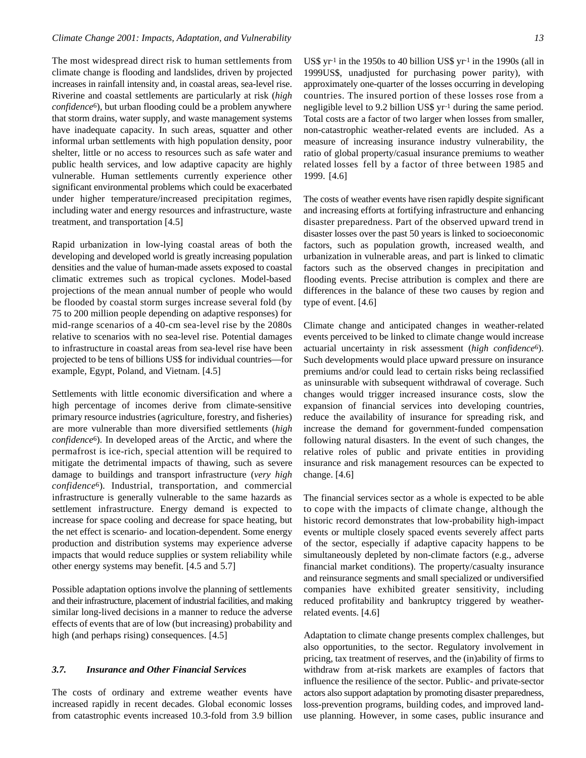The most widespread direct risk to human settlements from climate change is flooding and landslides, driven by projected increases in rainfall intensity and, in coastal areas, sea-level rise. Riverine and coastal settlements are particularly at risk (*high confidence*[6]), but urban flooding could be a problem anywhere that storm drains, water supply, and waste management systems have inadequate capacity. In such areas, squatter and other informal urban settlements with high population density, poor shelter, little or no access to resources such as safe water and public health services, and low adaptive capacity are highly vulnerable. Human settlements currently experience other significant environmental problems which could be exacerbated under higher temperature/increased precipitation regimes, including water and energy resources and infrastructure, waste treatment, and transportation [4.5]

Rapid urbanization in low-lying coastal areas of both the developing and developed world is greatly increasing population densities and the value of human-made assets exposed to coastal climatic extremes such as tropical cyclones. Model-based projections of the mean annual number of people who would be flooded by coastal storm surges increase several fold (by 75 to 200 million people depending on adaptive responses) for mid-range scenarios of a 40-cm sea-level rise by the 2080s relative to scenarios with no sea-level rise. Potential damages to infrastructure in coastal areas from sea-level rise have been projected to be tens of billions US$ for individual countries—for example, Egypt, Poland, and Vietnam. [4.5]

Settlements with little economic diversification and where a high percentage of incomes derive from climate-sensitive primary resource industries (agriculture, forestry, and fisheries) are more vulnerable than more diversified settlements (*high confidence*[6]). In developed areas of the Arctic, and where the permafrost is ice-rich, special attention will be required to mitigate the detrimental impacts of thawing, such as severe damage to buildings and transport infrastructure (*very high confidence*[6]). Industrial, transportation, and commercial infrastructure is generally vulnerable to the same hazards as settlement infrastructure. Energy demand is expected to increase for space cooling and decrease for space heating, but the net effect is scenario- and location-dependent. Some energy production and distribution systems may experience adverse impacts that would reduce supplies or system reliability while other energy systems may benefit. [4.5 and 5.7]

Possible adaptation options involve the planning of settlements and their infrastructure, placement of industrial facilities, and making similar long-lived decisions in a manner to reduce the adverse effects of events that are of low (but increasing) probability and high (and perhaps rising) consequences. [4.5]

### *3.7. Insurance and Other Financial Services*

The costs of ordinary and extreme weather events have increased rapidly in recent decades. Global economic losses from catastrophic events increased 10.3-fold from 3.9 billion US$ $yr^{-1}$ in the 1950s to 40 billion US$ $yr^{-1}$ in the 1990s (all in 1999US$, unadjusted for purchasing power parity), with approximately one-quarter of the losses occurring in developing countries. The insured portion of these losses rose from a negligible level to 9.2 billion US$ $yr^{-1}$ during the same period. Total costs are a factor of two larger when losses from smaller, non-catastrophic weather-related events are included. As a measure of increasing insurance industry vulnerability, the ratio of global property/casual insurance premiums to weather related losses fell by a factor of three between 1985 and 1999. [4.6]

The costs of weather events have risen rapidly despite significant and increasing efforts at fortifying infrastructure and enhancing disaster preparedness. Part of the observed upward trend in disaster losses over the past 50 years is linked to socioeconomic factors, such as population growth, increased wealth, and urbanization in vulnerable areas, and part is linked to climatic factors such as the observed changes in precipitation and flooding events. Precise attribution is complex and there are differences in the balance of these two causes by region and type of event. [4.6]

Climate change and anticipated changes in weather-related events perceived to be linked to climate change would increase actuarial uncertainty in risk assessment (*high confidence*[6]). Such developments would place upward pressure on insurance premiums and/or could lead to certain risks being reclassified as uninsurable with subsequent withdrawal of coverage. Such changes would trigger increased insurance costs, slow the expansion of financial services into developing countries, reduce the availability of insurance for spreading risk, and increase the demand for government-funded compensation following natural disasters. In the event of such changes, the relative roles of public and private entities in providing insurance and risk management resources can be expected to change. [4.6]

The financial services sector as a whole is expected to be able to cope with the impacts of climate change, although the historic record demonstrates that low-probability high-impact events or multiple closely spaced events severely affect parts of the sector, especially if adaptive capacity happens to be simultaneously depleted by non-climate factors (e.g., adverse financial market conditions). The property/casualty insurance and reinsurance segments and small specialized or undiversified companies have exhibited greater sensitivity, including reduced profitability and bankruptcy triggered by weather-related events. [4.6]

Adaptation to climate change presents complex challenges, but also opportunities, to the sector. Regulatory involvement in pricing, tax treatment of reserves, and the (in)ability of firms to withdraw from at-risk markets are examples of factors that influence the resilience of the sector. Public- and private-sector actors also support adaptation by promoting disaster preparedness, loss-prevention programs, building codes, and improved land-use planning. However, in some cases, public insurance and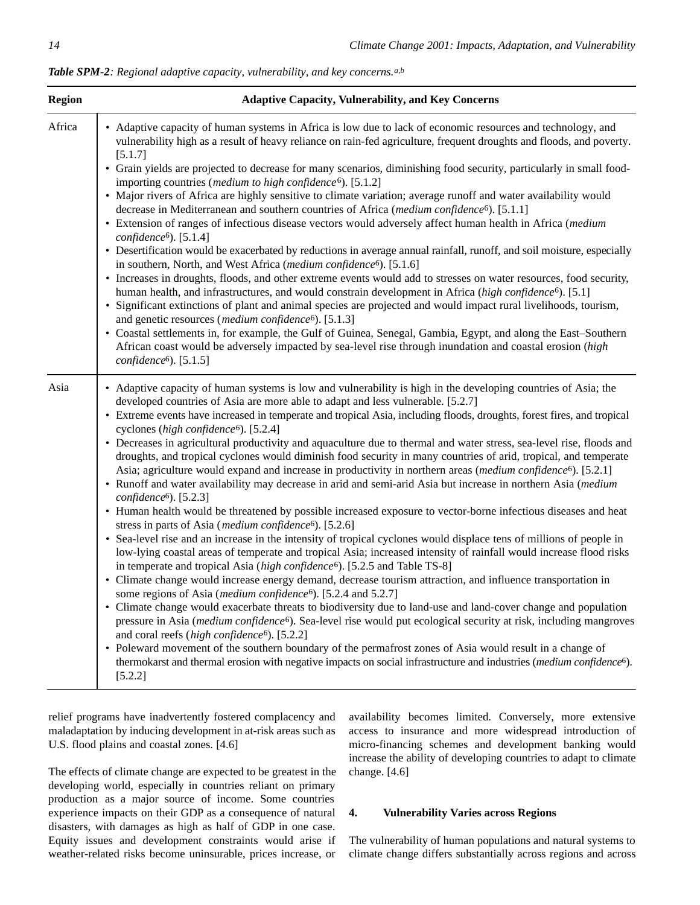***Table SPM-2**: Regional adaptive capacity, vulnerability, and key concerns.[a,b]*

| Region | Adaptive Capacity, Vulnerability, and Key Concerns |
|---|---|
| Africa | • Adaptive capacity of human systems in Africa is low due to lack of economic resources and technology, and vulnerability high as a result of heavy reliance on rain-fed agriculture, frequent droughts and floods, and poverty. [5.1.7]<br>• Grain yields are projected to decrease for many scenarios, diminishing food security, particularly in small food-importing countries (*medium to high confidence*[6]). [5.1.2]<br>• Major rivers of Africa are highly sensitive to climate variation; average runoff and water availability would decrease in Mediterranean and southern countries of Africa (*medium confidence*[6]). [5.1.1]<br>• Extension of ranges of infectious disease vectors would adversely affect human health in Africa (*medium confidence*[6]). [5.1.4]<br>• Desertification would be exacerbated by reductions in average annual rainfall, runoff, and soil moisture, especially in southern, North, and West Africa (*medium confidence*[6]). [5.1.6]<br>• Increases in droughts, floods, and other extreme events would add to stresses on water resources, food security, human health, and infrastructures, and would constrain development in Africa (*high confidence*[6]). [5.1]<br>• Significant extinctions of plant and animal species are projected and would impact rural livelihoods, tourism, and genetic resources (*medium confidence*[6]). [5.1.3]<br>• Coastal settlements in, for example, the Gulf of Guinea, Senegal, Gambia, Egypt, and along the East–Southern African coast would be adversely impacted by sea-level rise through inundation and coastal erosion (*high confidence*[6]). [5.1.5] |
| Asia | • Adaptive capacity of human systems is low and vulnerability is high in the developing countries of Asia; the developed countries of Asia are more able to adapt and less vulnerable. [5.2.7]<br>• Extreme events have increased in temperate and tropical Asia, including floods, droughts, forest fires, and tropical cyclones (*high confidence*[6]). [5.2.4]<br>• Decreases in agricultural productivity and aquaculture due to thermal and water stress, sea-level rise, floods and droughts, and tropical cyclones would diminish food security in many countries of arid, tropical, and temperate Asia; agriculture would expand and increase in productivity in northern areas (*medium confidence*[6]). [5.2.1]<br>• Runoff and water availability may decrease in arid and semi-arid Asia but increase in northern Asia (*medium confidence*[6]). [5.2.3]<br>• Human health would be threatened by possible increased exposure to vector-borne infectious diseases and heat stress in parts of Asia (*medium confidence*[6]). [5.2.6]<br>• Sea-level rise and an increase in the intensity of tropical cyclones would displace tens of millions of people in low-lying coastal areas of temperate and tropical Asia; increased intensity of rainfall would increase flood risks in temperate and tropical Asia (*high confidence*[6]). [5.2.5 and Table TS-8]<br>• Climate change would increase energy demand, decrease tourism attraction, and influence transportation in some regions of Asia (*medium confidence*[6]). [5.2.4 and 5.2.7]<br>• Climate change would exacerbate threats to biodiversity due to land-use and land-cover change and population pressure in Asia (*medium confidence*[6]). Sea-level rise would put ecological security at risk, including mangroves and coral reefs (*high confidence*[6]). [5.2.2]<br>• Poleward movement of the southern boundary of the permafrost zones of Asia would result in a change of thermokarst and thermal erosion with negative impacts on social infrastructure and industries (*medium confidence*[6]). [5.2.2] |

relief programs have inadvertently fostered complacency and maladaptation by inducing development in at-risk areas such as U.S. flood plains and coastal zones. [4.6]

The effects of climate change are expected to be greatest in the developing world, especially in countries reliant on primary production as a major source of income. Some countries experience impacts on their GDP as a consequence of natural disasters, with damages as high as half of GDP in one case. Equity issues and development constraints would arise if weather-related risks become uninsurable, prices increase, or availability becomes limited. Conversely, more extensive access to insurance and more widespread introduction of micro-financing schemes and development banking would increase the ability of developing countries to adapt to climate change. [4.6]

## 4. Vulnerability Varies across Regions

The vulnerability of human populations and natural systems to climate change differs substantially across regions and across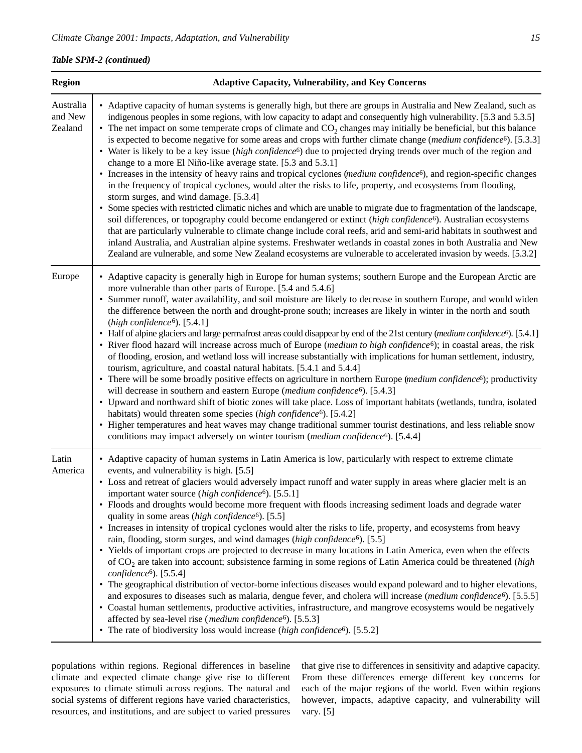*Table SPM-2 (continued)*

| Region | Adaptive Capacity, Vulnerability, and Key Concerns |
|---|---|
| Australia and New Zealand | • Adaptive capacity of human systems is generally high, but there are groups in Australia and New Zealand, such as indigenous peoples in some regions, with low capacity to adapt and consequently high vulnerability. [5.3 and 5.3.5]<br>• The net impact on some temperate crops of climate and $CO_2$ changes may initially be beneficial, but this balance is expected to become negative for some areas and crops with further climate change (*medium confidence*[6]). [5.3.3]<br>• Water is likely to be a key issue (*high confidence*[6]) due to projected drying trends over much of the region and change to a more El Niño-like average state. [5.3 and 5.3.1]<br>• Increases in the intensity of heavy rains and tropical cyclones (*medium confidence*[6]), and region-specific changes in the frequency of tropical cyclones, would alter the risks to life, property, and ecosystems from flooding, storm surges, and wind damage. [5.3.4]<br>• Some species with restricted climatic niches and which are unable to migrate due to fragmentation of the landscape, soil differences, or topography could become endangered or extinct (*high confidence*[6]). Australian ecosystems that are particularly vulnerable to climate change include coral reefs, arid and semi-arid habitats in southwest and inland Australia, and Australian alpine systems. Freshwater wetlands in coastal zones in both Australia and New Zealand are vulnerable, and some New Zealand ecosystems are vulnerable to accelerated invasion by weeds. [5.3.2] |
| Europe | • Adaptive capacity is generally high in Europe for human systems; southern Europe and the European Arctic are more vulnerable than other parts of Europe. [5.4 and 5.4.6]<br>• Summer runoff, water availability, and soil moisture are likely to decrease in southern Europe, and would widen the difference between the north and drought-prone south; increases are likely in winter in the north and south (*high confidence*[6]). [5.4.1]<br>• Half of alpine glaciers and large permafrost areas could disappear by end of the 21st century (*medium confidence*[6]). [5.4.1]<br>• River flood hazard will increase across much of Europe (*medium to high confidence*[6]); in coastal areas, the risk of flooding, erosion, and wetland loss will increase substantially with implications for human settlement, industry, tourism, agriculture, and coastal natural habitats. [5.4.1 and 5.4.4]<br>• There will be some broadly positive effects on agriculture in northern Europe (*medium confidence*[6]); productivity will decrease in southern and eastern Europe (*medium confidence*[6]). [5.4.3]<br>• Upward and northward shift of biotic zones will take place. Loss of important habitats (wetlands, tundra, isolated habitats) would threaten some species (*high confidence*[6]). [5.4.2]<br>• Higher temperatures and heat waves may change traditional summer tourist destinations, and less reliable snow conditions may impact adversely on winter tourism (*medium confidence*[6]). [5.4.4] |
| Latin America | • Adaptive capacity of human systems in Latin America is low, particularly with respect to extreme climate events, and vulnerability is high. [5.5]<br>• Loss and retreat of glaciers would adversely impact runoff and water supply in areas where glacier melt is an important water source (*high confidence*[6]). [5.5.1]<br>• Floods and droughts would become more frequent with floods increasing sediment loads and degrade water quality in some areas (*high confidence*[6]). [5.5]<br>• Increases in intensity of tropical cyclones would alter the risks to life, property, and ecosystems from heavy rain, flooding, storm surges, and wind damages (*high confidence*[6]). [5.5]<br>• Yields of important crops are projected to decrease in many locations in Latin America, even when the effects of $CO_2$ are taken into account; subsistence farming in some regions of Latin America could be threatened (*high confidence*[6]). [5.5.4]<br>• The geographical distribution of vector-borne infectious diseases would expand poleward and to higher elevations, and exposures to diseases such as malaria, dengue fever, and cholera will increase (*medium confidence*[6]). [5.5.5]<br>• Coastal human settlements, productive activities, infrastructure, and mangrove ecosystems would be negatively affected by sea-level rise (*medium confidence*[6]). [5.5.3]<br>• The rate of biodiversity loss would increase (*high confidence*[6]). [5.5.2] |

populations within regions. Regional differences in baseline climate and expected climate change give rise to different exposures to climate stimuli across regions. The natural and social systems of different regions have varied characteristics, resources, and institutions, and are subject to varied pressures that give rise to differences in sensitivity and adaptive capacity. From these differences emerge different key concerns for each of the major regions of the world. Even within regions however, impacts, adaptive capacity, and vulnerability will vary. [5]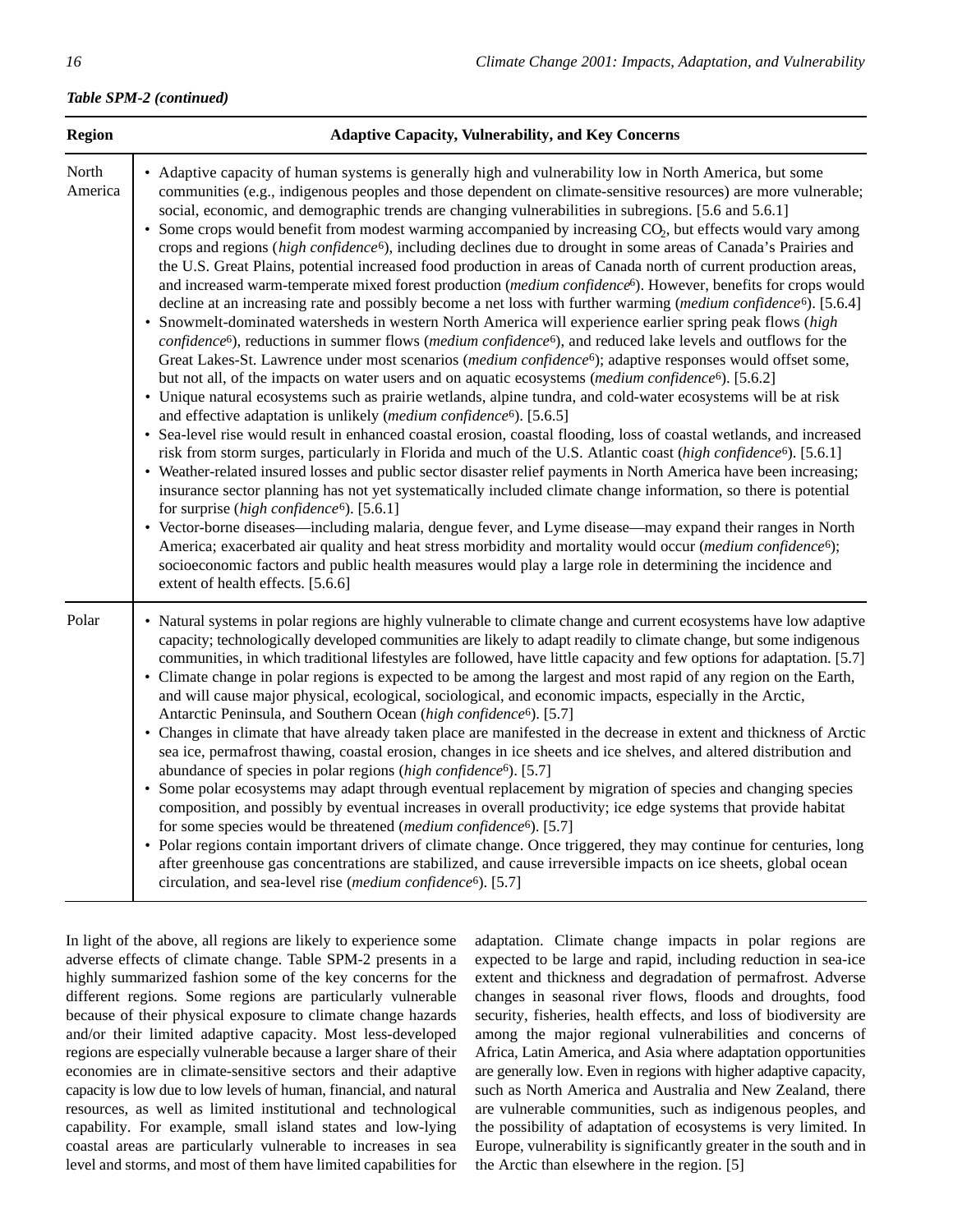*Table SPM-2 (continued)*

| Region | Adaptive Capacity, Vulnerability, and Key Concerns |
|---|---|
| North America | • Adaptive capacity of human systems is generally high and vulnerability low in North America, but some communities (e.g., indigenous peoples and those dependent on climate-sensitive resources) are more vulnerable; social, economic, and demographic trends are changing vulnerabilities in subregions. [5.6 and 5.6.1]<br>• Some crops would benefit from modest warming accompanied by increasing $CO_2$, but effects would vary among crops and regions (*high confidence*[6]), including declines due to drought in some areas of Canada's Prairies and the U.S. Great Plains, potential increased food production in areas of Canada north of current production areas, and increased warm-temperate mixed forest production (*medium confidence*[6]). However, benefits for crops would decline at an increasing rate and possibly become a net loss with further warming (*medium confidence*[6]). [5.6.4]<br>• Snowmelt-dominated watersheds in western North America will experience earlier spring peak flows (*high confidence*[6]), reductions in summer flows (*medium confidence*[6]), and reduced lake levels and outflows for the Great Lakes-St. Lawrence under most scenarios (*medium confidence*[6]); adaptive responses would offset some, but not all, of the impacts on water users and on aquatic ecosystems (*medium confidence*[6]). [5.6.2]<br>• Unique natural ecosystems such as prairie wetlands, alpine tundra, and cold-water ecosystems will be at risk and effective adaptation is unlikely (*medium confidence*[6]). [5.6.5]<br>• Sea-level rise would result in enhanced coastal erosion, coastal flooding, loss of coastal wetlands, and increased risk from storm surges, particularly in Florida and much of the U.S. Atlantic coast (*high confidence*[6]). [5.6.1]<br>• Weather-related insured losses and public sector disaster relief payments in North America have been increasing; insurance sector planning has not yet systematically included climate change information, so there is potential for surprise (*high confidence*[6]). [5.6.1]<br>• Vector-borne diseases—including malaria, dengue fever, and Lyme disease—may expand their ranges in North America; exacerbated air quality and heat stress morbidity and mortality would occur (*medium confidence*[6]); socioeconomic factors and public health measures would play a large role in determining the incidence and extent of health effects. [5.6.6] |
| Polar | • Natural systems in polar regions are highly vulnerable to climate change and current ecosystems have low adaptive capacity; technologically developed communities are likely to adapt readily to climate change, but some indigenous communities, in which traditional lifestyles are followed, have little capacity and few options for adaptation. [5.7]<br>• Climate change in polar regions is expected to be among the largest and most rapid of any region on the Earth, and will cause major physical, ecological, sociological, and economic impacts, especially in the Arctic, Antarctic Peninsula, and Southern Ocean (*high confidence*[6]). [5.7]<br>• Changes in climate that have already taken place are manifested in the decrease in extent and thickness of Arctic sea ice, permafrost thawing, coastal erosion, changes in ice sheets and ice shelves, and altered distribution and abundance of species in polar regions (*high confidence*[6]). [5.7]<br>• Some polar ecosystems may adapt through eventual replacement by migration of species and changing species composition, and possibly by eventual increases in overall productivity; ice edge systems that provide habitat for some species would be threatened (*medium confidence*[6]). [5.7]<br>• Polar regions contain important drivers of climate change. Once triggered, they may continue for centuries, long after greenhouse gas concentrations are stabilized, and cause irreversible impacts on ice sheets, global ocean circulation, and sea-level rise (*medium confidence*[6]). [5.7] |

In light of the above, all regions are likely to experience some adverse effects of climate change. Table SPM-2 presents in a highly summarized fashion some of the key concerns for the different regions. Some regions are particularly vulnerable because of their physical exposure to climate change hazards and/or their limited adaptive capacity. Most less-developed regions are especially vulnerable because a larger share of their economies are in climate-sensitive sectors and their adaptive capacity is low due to low levels of human, financial, and natural resources, as well as limited institutional and technological capability. For example, small island states and low-lying coastal areas are particularly vulnerable to increases in sea level and storms, and most of them have limited capabilities for adaptation. Climate change impacts in polar regions are expected to be large and rapid, including reduction in sea-ice extent and thickness and degradation of permafrost. Adverse changes in seasonal river flows, floods and droughts, food security, fisheries, health effects, and loss of biodiversity are among the major regional vulnerabilities and concerns of Africa, Latin America, and Asia where adaptation opportunities are generally low. Even in regions with higher adaptive capacity, such as North America and Australia and New Zealand, there are vulnerable communities, such as indigenous peoples, and the possibility of adaptation of ecosystems is very limited. In Europe, vulnerability is significantly greater in the south and in the Arctic than elsewhere in the region. [5]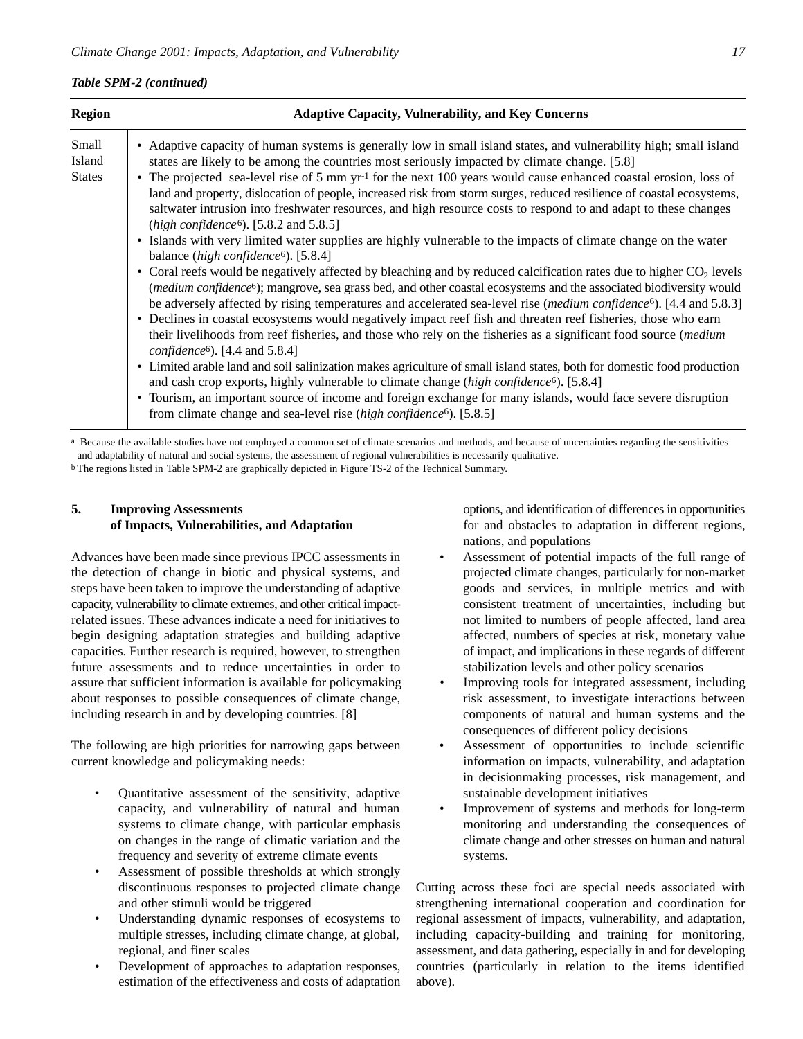*Table SPM-2 (continued)*

| Region | Adaptive Capacity, Vulnerability, and Key Concerns |
|---|---|
| Small Island States | • Adaptive capacity of human systems is generally low in small island states, and vulnerability high; small island states are likely to be among the countries most seriously impacted by climate change. [5.8]<br>• The projected sea-level rise of 5 mm $yr^{-1}$ for the next 100 years would cause enhanced coastal erosion, loss of land and property, dislocation of people, increased risk from storm surges, reduced resilience of coastal ecosystems, saltwater intrusion into freshwater resources, and high resource costs to respond to and adapt to these changes (*high confidence*[6]). [5.8.2 and 5.8.5]<br>• Islands with very limited water supplies are highly vulnerable to the impacts of climate change on the water balance (*high confidence*[6]). [5.8.4]<br>• Coral reefs would be negatively affected by bleaching and by reduced calcification rates due to higher $CO_2$ levels (*medium confidence*[6]); mangrove, sea grass bed, and other coastal ecosystems and the associated biodiversity would be adversely affected by rising temperatures and accelerated sea-level rise (*medium confidence*[6]). [4.4 and 5.8.3]<br>• Declines in coastal ecosystems would negatively impact reef fish and threaten reef fisheries, those who earn their livelihoods from reef fisheries, and those who rely on the fisheries as a significant food source (*medium confidence*[6]). [4.4 and 5.8.4]<br>• Limited arable land and soil salinization makes agriculture of small island states, both for domestic food production and cash crop exports, highly vulnerable to climate change (*high confidence*[6]). [5.8.4]<br>• Tourism, an important source of income and foreign exchange for many islands, would face severe disruption from climate change and sea-level rise (*high confidence*[6]). [5.8.5] |

[a] Because the available studies have not employed a common set of climate scenarios and methods, and because of uncertainties regarding the sensitivities and adaptability of natural and social systems, the assessment of regional vulnerabilities is necessarily qualitative.
[b] The regions listed in Table SPM-2 are graphically depicted in Figure TS-2 of the Technical Summary.

## 5. Improving Assessments of Impacts, Vulnerabilities, and Adaptation

Advances have been made since previous IPCC assessments in the detection of change in biotic and physical systems, and steps have been taken to improve the understanding of adaptive capacity, vulnerability to climate extremes, and other critical impact-related issues. These advances indicate a need for initiatives to begin designing adaptation strategies and building adaptive capacities. Further research is required, however, to strengthen future assessments and to reduce uncertainties in order to assure that sufficient information is available for policymaking about responses to possible consequences of climate change, including research in and by developing countries. [8]

The following are high priorities for narrowing gaps between current knowledge and policymaking needs:

- Quantitative assessment of the sensitivity, adaptive capacity, and vulnerability of natural and human systems to climate change, with particular emphasis on changes in the range of climatic variation and the frequency and severity of extreme climate events
- Assessment of possible thresholds at which strongly discontinuous responses to projected climate change and other stimuli would be triggered
- Understanding dynamic responses of ecosystems to multiple stresses, including climate change, at global, regional, and finer scales
- Development of approaches to adaptation responses, estimation of the effectiveness and costs of adaptation options, and identification of differences in opportunities for and obstacles to adaptation in different regions, nations, and populations
- Assessment of potential impacts of the full range of projected climate changes, particularly for non-market goods and services, in multiple metrics and with consistent treatment of uncertainties, including but not limited to numbers of people affected, land area affected, numbers of species at risk, monetary value of impact, and implications in these regards of different stabilization levels and other policy scenarios
- Improving tools for integrated assessment, including risk assessment, to investigate interactions between components of natural and human systems and the consequences of different policy decisions
- Assessment of opportunities to include scientific information on impacts, vulnerability, and adaptation in decisionmaking processes, risk management, and sustainable development initiatives
- Improvement of systems and methods for long-term monitoring and understanding the consequences of climate change and other stresses on human and natural systems.

Cutting across these foci are special needs associated with strengthening international cooperation and coordination for regional assessment of impacts, vulnerability, and adaptation, including capacity-building and training for monitoring, assessment, and data gathering, especially in and for developing countries (particularly in relation to the items identified above).